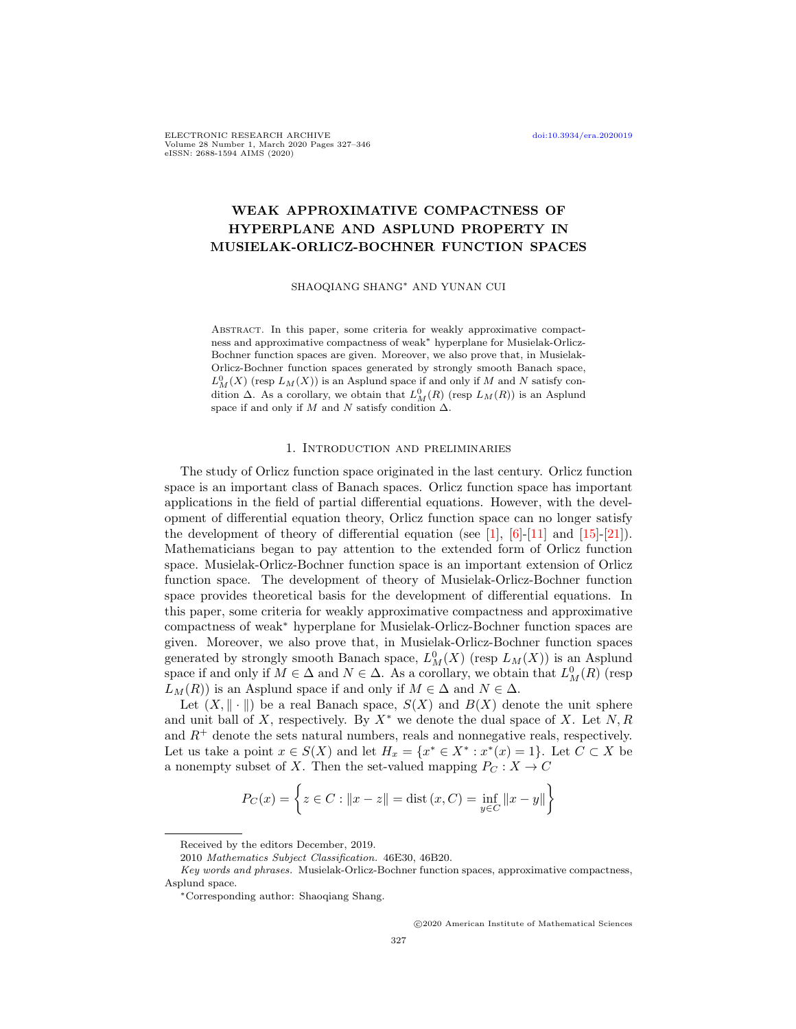# WEAK APPROXIMATIVE COMPACTNESS OF HYPERPLANE AND ASPLUND PROPERTY IN MUSIELAK-ORLICZ-BOCHNER FUNCTION SPACES

SHAOQIANG SHANG* AND YUNAN CUI

Abstract. In this paper, some criteria for weakly approximative compactness and approximative compactness of weak* hyperplane for Musielak-Orlicz-Bochner function spaces are given. Moreover, we also prove that, in Musielak-Orlicz-Bochner function spaces generated by strongly smooth Banach space, $L_M^0(X)$ (resp $L_M(X)$) is an Asplund space if and only if $M$ and $N$ satisfy condition $\Delta$. As a corollary, we obtain that $L_M^0(R)$ (resp $L_M(R)$) is an Asplund space if and only if $M$ and $N$ satisfy condition $\Delta$.

## 1. Introduction and preliminaries

The study of Orlicz function space originated in the last century. Orlicz function space is an important class of Banach spaces. Orlicz function space has important applications in the field of partial differential equations. However, with the development of differential equation theory, Orlicz function space can no longer satisfy the development of theory of differential equation (see [1], [6]-[11] and [15]-[21]). Mathematicians began to pay attention to the extended form of Orlicz function space. Musielak-Orlicz-Bochner function space is an important extension of Orlicz function space. The development of theory of Musielak-Orlicz-Bochner function space provides theoretical basis for the development of differential equations. In this paper, some criteria for weakly approximative compactness and approximative compactness of weak* hyperplane for Musielak-Orlicz-Bochner function spaces are given. Moreover, we also prove that, in Musielak-Orlicz-Bochner function spaces generated by strongly smooth Banach space, $L_M^0(X)$ (resp $L_M(X)$) is an Asplund space if and only if $M \in \Delta$ and $N \in \Delta$. As a corollary, we obtain that $L_M^0(R)$ (resp $L_M(R)$) is an Asplund space if and only if $M \in \Delta$ and $N \in \Delta$.

Let $(X, \|\cdot\|)$ be a real Banach space, $S(X)$ and $B(X)$ denote the unit sphere and unit ball of $X$, respectively. By $X^*$ we denote the dual space of $X$. Let $N, R$ and $R^+$ denote the sets natural numbers, reals and nonnegative reals, respectively. Let us take a point $x \in S(X)$ and let $H_x = \{x^* \in X^* : x^*(x) = 1\}$. Let $C \subset X$ be a nonempty subset of $X$. Then the set-valued mapping $P_C : X \to C$

$$P_C(x) = \left\{ z \in C : \|x - z\| = \text{dist}(x, C) = \inf_{y \in C} \|x - y\| \right\}$$

Received by the editors December, 2019.

2010 *Mathematics Subject Classification.* 46E30, 46B20.

*Key words and phrases.* Musielak-Orlicz-Bochner function spaces, approximative compactness, Asplund space.

*Corresponding author: Shaoqiang Shang.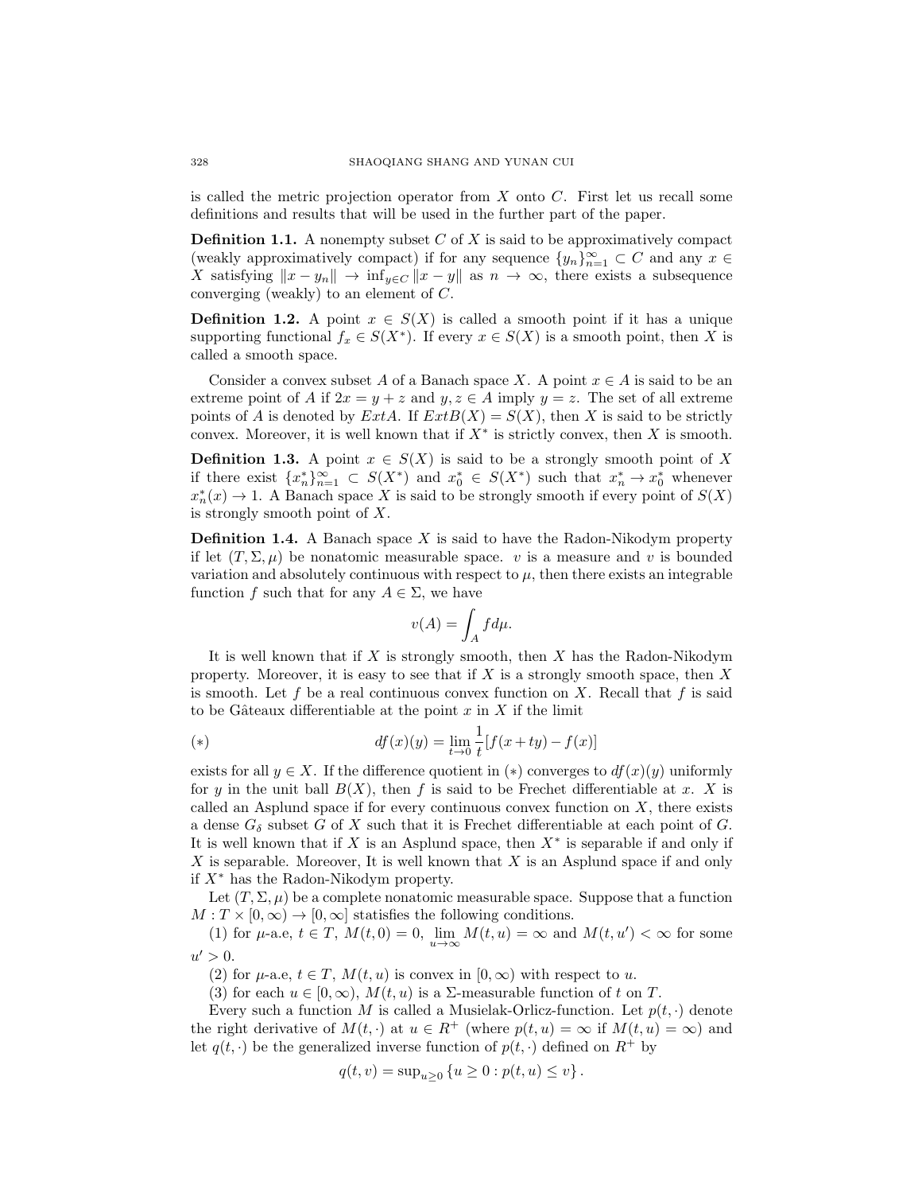is called the metric projection operator from $X$ onto $C$. First let us recall some definitions and results that will be used in the further part of the paper.

**Definition 1.1.** A nonempty subset $C$ of $X$ is said to be approximatively compact (weakly approximatively compact) if for any sequence $\{y_n\}_{n=1}^{\infty} \subset C$ and any $x \in X$ satisfying $\|x - y_n\| \to \inf_{y \in C} \|x - y\|$ as $n \to \infty$, there exists a subsequence converging (weakly) to an element of $C$.

**Definition 1.2.** A point $x \in S(X)$ is called a smooth point if it has a unique supporting functional $f_x \in S(X^*)$. If every $x \in S(X)$ is a smooth point, then $X$ is called a smooth space.

Consider a convex subset $A$ of a Banach space $X$. A point $x \in A$ is said to be an extreme point of $A$ if $2x = y + z$ and $y, z \in A$ imply $y = z$. The set of all extreme points of $A$ is denoted by $ExtA$. If $ExtB(X) = S(X)$, then $X$ is said to be strictly convex. Moreover, it is well known that if $X^*$ is strictly convex, then $X$ is smooth.

**Definition 1.3.** A point $x \in S(X)$ is said to be a strongly smooth point of $X$ if there exist $\{x_n^*\}_{n=1}^{\infty} \subset S(X^*)$ and $x_0^* \in S(X^*)$ such that $x_n^* \to x_0^*$ whenever $x_n^*(x) \to 1$. A Banach space $X$ is said to be strongly smooth if every point of $S(X)$ is strongly smooth point of $X$.

**Definition 1.4.** A Banach space $X$ is said to have the Radon-Nikodym property if let $(T, \Sigma, \mu)$ be nonatomic measurable space. $v$ is a measure and $v$ is bounded variation and absolutely continuous with respect to $\mu$, then there exists an integrable function $f$ such that for any $A \in \Sigma$, we have

$$v(A) = \int_A f d\mu.$$

It is well known that if $X$ is strongly smooth, then $X$ has the Radon-Nikodym property. Moreover, it is easy to see that if $X$ is a strongly smooth space, then $X$ is smooth. Let $f$ be a real continuous convex function on $X$. Recall that $f$ is said to be Gâteaux differentiable at the point $x$ in $X$ if the limit

$$(*) \qquad df(x)(y) = \lim_{t \to 0} \frac{1}{t}[f(x + ty) - f(x)]$$

exists for all $y \in X$. If the difference quotient in $(*)$ converges to $df(x)(y)$ uniformly for $y$ in the unit ball $B(X)$, then $f$ is said to be Frechet differentiable at $x$. $X$ is called an Asplund space if for every continuous convex function on $X$, there exists a dense $G_\delta$ subset $G$ of $X$ such that it is Frechet differentiable at each point of $G$. It is well known that if $X$ is an Asplund space, then $X^*$ is separable if and only if $X$ is separable. Moreover, It is well known that $X$ is an Asplund space if and only if $X^*$ has the Radon-Nikodym property.

Let $(T, \Sigma, \mu)$ be a complete nonatomic measurable space. Suppose that a function $M : T \times [0, \infty) \to [0, \infty]$ statisfies the following conditions.

(1) for $\mu$-a.e, $t \in T$, $M(t, 0) = 0$, $\lim_{u \to \infty} M(t, u) = \infty$ and $M(t, u') < \infty$ for some $u' > 0$.

(2) for $\mu$-a.e, $t \in T$, $M(t, u)$ is convex in $[0, \infty)$ with respect to $u$.

(3) for each $u \in [0, \infty)$, $M(t, u)$ is a $\Sigma$-measurable function of $t$ on $T$.

Every such a function $M$ is called a Musielak-Orlicz-function. Let $p(t, \cdot)$ denote the right derivative of $M(t, \cdot)$ at $u \in R^+$ (where $p(t, u) = \infty$ if $M(t, u) = \infty$) and let $q(t, \cdot)$ be the generalized inverse function of $p(t, \cdot)$ defined on $R^+$ by

$$q(t, v) = \sup_{u \geq 0} \{u \geq 0 : p(t, u) \leq v\}.$$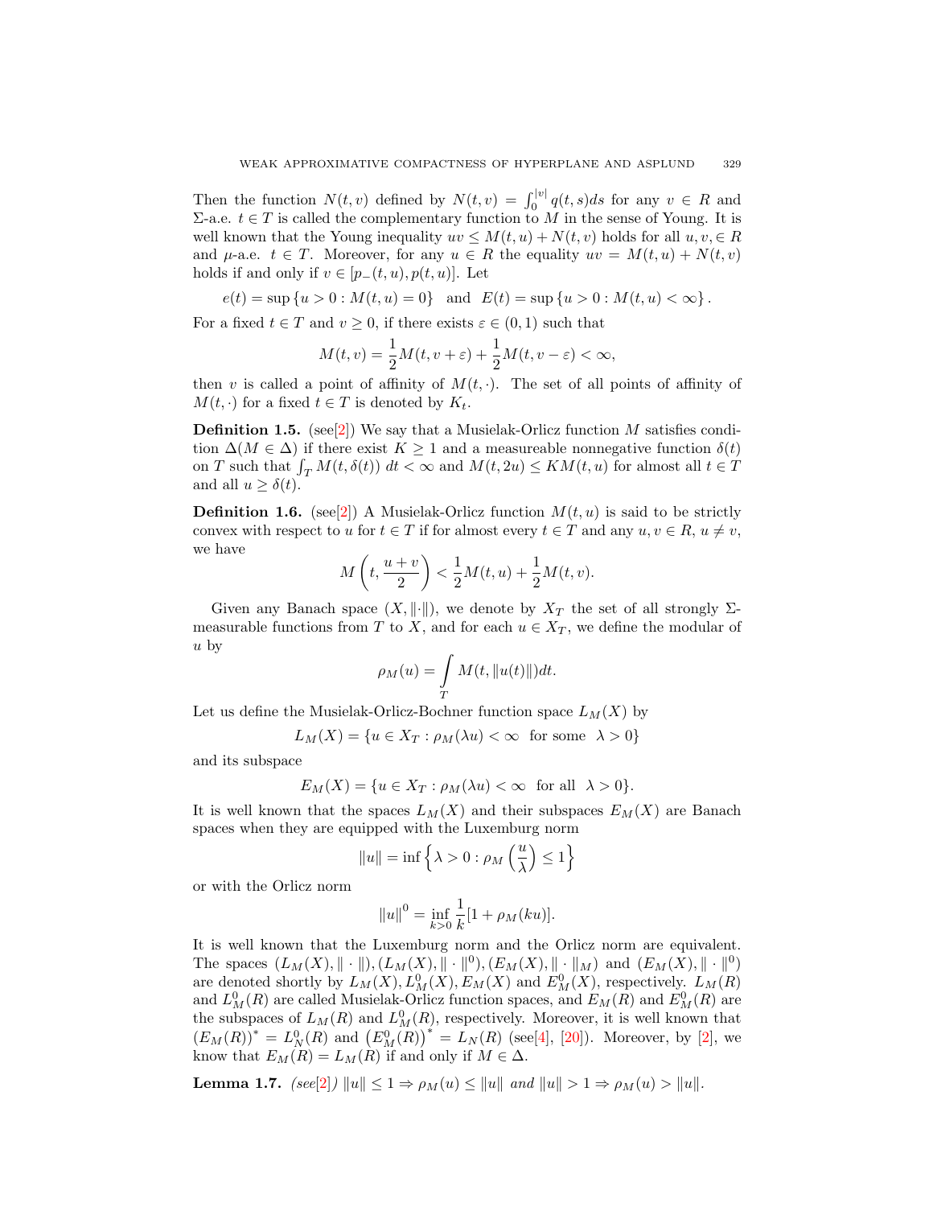Then the function $N(t,v)$ defined by $N(t,v) = \int_0^{|v|} q(t,s)ds$ for any $v \in R$ and $\Sigma$-a.e. $t \in T$ is called the complementary function to $M$ in the sense of Young. It is well known that the Young inequality $uv \le M(t,u) + N(t,v)$ holds for all $u, v, \in R$ and $\mu$-a.e. $t \in T$. Moreover, for any $u \in R$ the equality $uv = M(t,u) + N(t,v)$ holds if and only if $v \in [p_-(t,u), p(t,u)]$. Let

$$e(t) = \sup\{u > 0 : M(t,u) = 0\} \quad \text{and} \quad E(t) = \sup\{u > 0 : M(t,u) < \infty\}.$$

For a fixed $t \in T$ and $v \ge 0$, if there exists $\varepsilon \in (0,1)$ such that

$$M(t,v) = \frac{1}{2}M(t, v+\varepsilon) + \frac{1}{2}M(t, v-\varepsilon) < \infty,$$

then $v$ is called a point of affinity of $M(t,\cdot)$. The set of all points of affinity of $M(t,\cdot)$ for a fixed $t \in T$ is denoted by $K_t$.

**Definition 1.5.** (see[2]) We say that a Musielak-Orlicz function $M$ satisfies condition $\Delta (M \in \Delta)$ if there exist $K \ge 1$ and a measureable nonnegative function $\delta(t)$ on $T$ such that $\int_T M(t, \delta(t))\, dt < \infty$ and $M(t, 2u) \le KM(t,u)$ for almost all $t \in T$ and all $u \ge \delta(t)$.

**Definition 1.6.** (see[2]) A Musielak-Orlicz function $M(t,u)$ is said to be strictly convex with respect to $u$ for $t \in T$ if for almost every $t \in T$ and any $u, v \in R$, $u \ne v$, we have

$$M\left(t, \frac{u+v}{2}\right) < \frac{1}{2}M(t,u) + \frac{1}{2}M(t,v).$$

Given any Banach space $(X, \|\cdot\|)$, we denote by $X_T$ the set of all strongly $\Sigma$-measurable functions from $T$ to $X$, and for each $u \in X_T$, we define the modular of $u$ by

$$\rho_M(u) = \int_T M(t, \|u(t)\|)dt.$$

Let us define the Musielak-Orlicz-Bochner function space $L_M(X)$ by

$$L_M(X) = \{u \in X_T : \rho_M(\lambda u) < \infty \ \text{ for some } \ \lambda > 0\}$$

and its subspace

$$E_M(X) = \{u \in X_T : \rho_M(\lambda u) < \infty \ \text{ for all } \ \lambda > 0\}.$$

It is well known that the spaces $L_M(X)$ and their subspaces $E_M(X)$ are Banach spaces when they are equipped with the Luxemburg norm

$$\|u\| = \inf\left\{\lambda > 0 : \rho_M\left(\frac{u}{\lambda}\right) \le 1\right\}$$

or with the Orlicz norm

$$\|u\|^0 = \inf_{k>0} \frac{1}{k}[1 + \rho_M(ku)].$$

It is well known that the Luxemburg norm and the Orlicz norm are equivalent. The spaces $(L_M(X), \|\cdot\|), (L_M(X), \|\cdot\|^0), (E_M(X), \|\cdot\|_M)$ and $(E_M(X), \|\cdot\|^0)$ are denoted shortly by $L_M(X), L_M^0(X), E_M(X)$ and $E_M^0(X)$, respectively. $L_M(R)$ and $L_M^0(R)$ are called Musielak-Orlicz function spaces, and $E_M(R)$ and $E_M^0(R)$ are the subspaces of $L_M(R)$ and $L_M^0(R)$, respectively. Moreover, it is well known that $(E_M(R))^* = L_N^0(R)$ and $\left(E_M^0(R)\right)^* = L_N(R)$ (see[4], [20]). Moreover, by [2], we know that $E_M(R) = L_M(R)$ if and only if $M \in \Delta$.

**Lemma 1.7.** *(see[2]) $\|u\| \le 1 \Rightarrow \rho_M(u) \le \|u\|$ and $\|u\| > 1 \Rightarrow \rho_M(u) > \|u\|$.*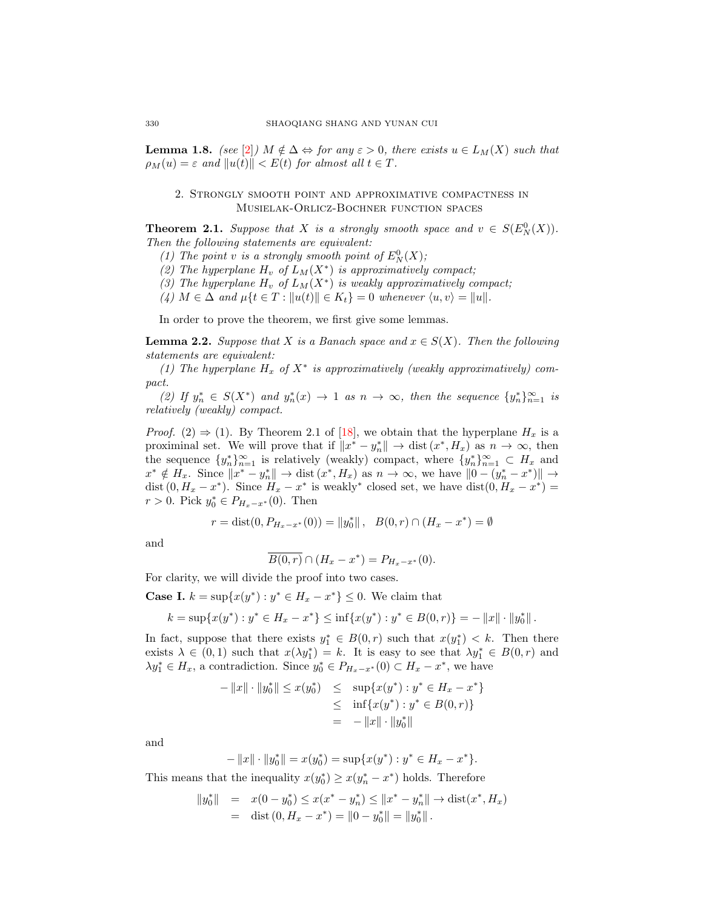**Lemma 1.8.** *(see [2]) $M \notin \Delta \Leftrightarrow$ for any $\varepsilon > 0$, there exists $u \in L_M(X)$ such that $\rho_M(u) = \varepsilon$ and $\|u(t)\| < E(t)$ for almost all $t \in T$.*

## 2. Strongly smooth point and approximative compactness in Musielak-Orlicz-Bochner function spaces

**Theorem 2.1.** *Suppose that $X$ is a strongly smooth space and $v \in S(E_N^0(X))$. Then the following statements are equivalent:*

*(1) The point $v$ is a strongly smooth point of $E_N^0(X)$;*

*(2) The hyperplane $H_v$ of $L_M(X^*)$ is approximatively compact;*

*(3) The hyperplane $H_v$ of $L_M(X^*)$ is weakly approximatively compact;*

*(4) $M \in \Delta$ and $\mu\{t \in T : \|u(t)\| \in K_t\} = 0$ whenever $\langle u, v\rangle = \|u\|$.*

In order to prove the theorem, we first give some lemmas.

**Lemma 2.2.** *Suppose that $X$ is a Banach space and $x \in S(X)$. Then the following statements are equivalent:*

*(1) The hyperplane $H_x$ of $X^*$ is approximatively (weakly approximatively) compact.*

*(2) If $y_n^* \in S(X^*)$ and $y_n^*(x) \to 1$ as $n \to \infty$, then the sequence $\{y_n^*\}_{n=1}^\infty$ is relatively (weakly) compact.*

*Proof.* (2) $\Rightarrow$ (1). By Theorem 2.1 of [18], we obtain that the hyperplane $H_x$ is a proximinal set. We will prove that if $\|x^* - y_n^*\| \to \operatorname{dist}(x^*, H_x)$ as $n \to \infty$, then the sequence $\{y_n^*\}_{n=1}^\infty$ is relatively (weakly) compact, where $\{y_n^*\}_{n=1}^\infty \subset H_x$ and $x^* \notin H_x$. Since $\|x^* - y_n^*\| \to \operatorname{dist}(x^*, H_x)$ as $n \to \infty$, we have $\|0 - (y_n^* - x^*)\| \to \operatorname{dist}(0, H_x - x^*)$. Since $H_x - x^*$ is weakly$^*$ closed set, we have $\operatorname{dist}(0, H_x - x^*) = r > 0$. Pick $y_0^* \in P_{H_x - x^*}(0)$. Then

$$r = \operatorname{dist}(0, P_{H_x - x^*}(0)) = \|y_0^*\|, \quad B(0,r) \cap (H_x - x^*) = \emptyset$$

and

$$\overline{B(0,r)} \cap (H_x - x^*) = P_{H_x - x^*}(0).$$

For clarity, we will divide the proof into two cases.

**Case I.** $k = \sup\{x(y^*) : y^* \in H_x - x^*\} \leq 0$. We claim that

$$k = \sup\{x(y^*) : y^* \in H_x - x^*\} \leq \inf\{x(y^*) : y^* \in B(0,r)\} = -\|x\| \cdot \|y_0^*\|.$$

In fact, suppose that there exists $y_1^* \in B(0,r)$ such that $x(y_1^*) < k$. Then there exists $\lambda \in (0,1)$ such that $x(\lambda y_1^*) = k$. It is easy to see that $\lambda y_1^* \in B(0,r)$ and $\lambda y_1^* \in H_x$, a contradiction. Since $y_0^* \in P_{H_x - x^*}(0) \subset H_x - x^*$, we have

$$\begin{aligned} -\|x\| \cdot \|y_0^*\| \leq x(y_0^*) &\leq \sup\{x(y^*) : y^* \in H_x - x^*\} \\ &\leq \inf\{x(y^*) : y^* \in B(0,r)\} \\ &= -\|x\| \cdot \|y_0^*\| \end{aligned}$$

and

$$-\|x\| \cdot \|y_0^*\| = x(y_0^*) = \sup\{x(y^*) : y^* \in H_x - x^*\}.$$

This means that the inequality $x(y_0^*) \geq x(y_n^* - x^*)$ holds. Therefore

$$\begin{aligned} \|y_0^*\| &= x(0 - y_0^*) \leq x(x^* - y_n^*) \leq \|x^* - y_n^*\| \to \operatorname{dist}(x^*, H_x) \\ &= \operatorname{dist}(0, H_x - x^*) = \|0 - y_0^*\| = \|y_0^*\|. \end{aligned}$$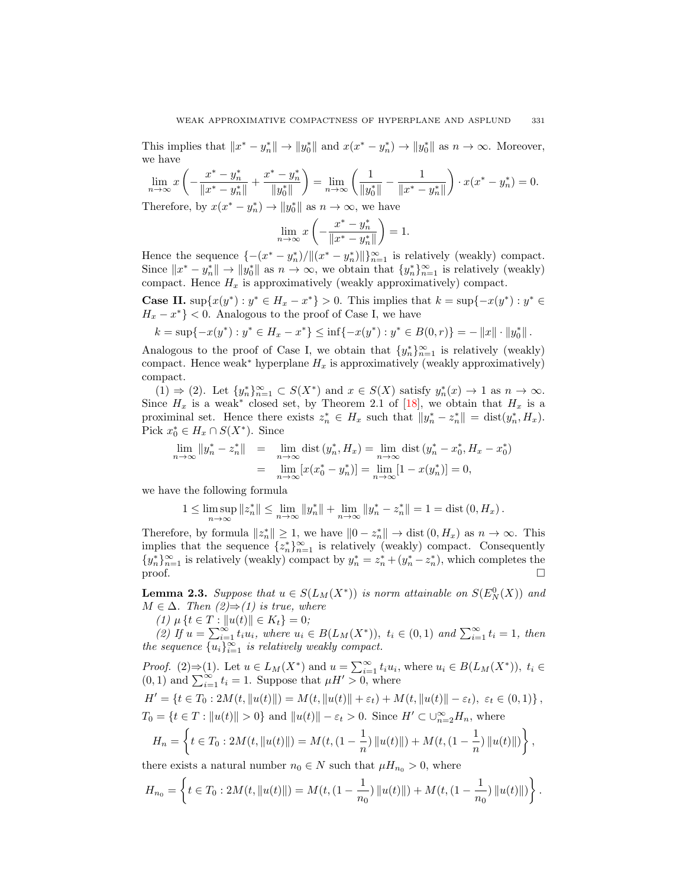This implies that $\|x^* - y_n^*\| \to \|y_0^*\|$ and $x(x^* - y_n^*) \to \|y_0^*\|$ as $n \to \infty$. Moreover, we have

$$\lim_{n\to\infty} x\left(-\frac{x^* - y_n^*}{\|x^* - y_n^*\|} + \frac{x^* - y_n^*}{\|y_0^*\|}\right) = \lim_{n\to\infty}\left(\frac{1}{\|y_0^*\|} - \frac{1}{\|x^* - y_n^*\|}\right)\cdot x(x^* - y_n^*) = 0.$$

Therefore, by $x(x^* - y_n^*) \to \|y_0^*\|$ as $n \to \infty$, we have

$$\lim_{n\to\infty} x\left(-\frac{x^* - y_n^*}{\|x^* - y_n^*\|}\right) = 1.$$

Hence the sequence $\{-(x^* - y_n^*)/\|(x^* - y_n^*)\|\}_{n=1}^\infty$ is relatively (weakly) compact. Since $\|x^* - y_n^*\| \to \|y_0^*\|$ as $n \to \infty$, we obtain that $\{y_n^*\}_{n=1}^\infty$ is relatively (weakly) compact. Hence $H_x$ is approximatively (weakly approximatively) compact.

**Case II.** $\sup\{x(y^*) : y^* \in H_x - x^*\} > 0$. This implies that $k = \sup\{-x(y^*) : y^* \in H_x - x^*\} < 0$. Analogous to the proof of Case I, we have

$$k = \sup\{-x(y^*) : y^* \in H_x - x^*\} \le \inf\{-x(y^*) : y^* \in B(0,r)\} = -\|x\| \cdot \|y_0^*\|.$$

Analogous to the proof of Case I, we obtain that $\{y_n^*\}_{n=1}^\infty$ is relatively (weakly) compact. Hence weak$^*$ hyperplane $H_x$ is approximatively (weakly approximatively) compact.

(1) $\Rightarrow$ (2). Let $\{y_n^*\}_{n=1}^\infty \subset S(X^*)$ and $x \in S(X)$ satisfy $y_n^*(x) \to 1$ as $n \to \infty$. Since $H_x$ is a weak$^*$ closed set, by Theorem 2.1 of [18], we obtain that $H_x$ is a proximinal set. Hence there exists $z_n^* \in H_x$ such that $\|y_n^* - z_n^*\| = \operatorname{dist}(y_n^*, H_x)$. Pick $x_0^* \in H_x \cap S(X^*)$. Since

$$\begin{aligned}
\lim_{n\to\infty}\|y_n^* - z_n^*\| &= \lim_{n\to\infty}\operatorname{dist}(y_n^*, H_x) = \lim_{n\to\infty}\operatorname{dist}(y_n^* - x_0^*, H_x - x_0^*)\\
&= \lim_{n\to\infty}[x(x_0^* - y_n^*)] = \lim_{n\to\infty}[1 - x(y_n^*)] = 0,
\end{aligned}$$

we have the following formula

$$1 \le \limsup_{n\to\infty}\|z_n^*\| \le \lim_{n\to\infty}\|y_n^*\| + \lim_{n\to\infty}\|y_n^* - z_n^*\| = 1 = \operatorname{dist}(0, H_x).$$

Therefore, by formula $\|z_n^*\| \ge 1$, we have $\|0 - z_n^*\| \to \operatorname{dist}(0, H_x)$ as $n \to \infty$. This implies that the sequence $\{z_n^*\}_{n=1}^\infty$ is relatively (weakly) compact. Consequently $\{y_n^*\}_{n=1}^\infty$ is relatively (weakly) compact by $y_n^* = z_n^* + (y_n^* - z_n^*)$, which completes the proof. $\square$

**Lemma 2.3.** *Suppose that $u \in S(L_M(X^*))$ is norm attainable on $S(E_N^0(X))$ and $M \in \Delta$. Then (2)$\Rightarrow$(1) is true, where*

*(1) $\mu\{t \in T : \|u(t)\| \in K_t\} = 0$;*

*(2) If $u = \sum_{i=1}^\infty t_i u_i$, where $u_i \in B(L_M(X^*))$, $t_i \in (0,1)$ and $\sum_{i=1}^\infty t_i = 1$, then the sequence $\{u_i\}_{i=1}^\infty$ is relatively weakly compact.*

*Proof.* (2)$\Rightarrow$(1). Let $u \in L_M(X^*)$ and $u = \sum_{i=1}^\infty t_i u_i$, where $u_i \in B(L_M(X^*))$, $t_i \in (0,1)$ and $\sum_{i=1}^\infty t_i = 1$. Suppose that $\mu H' > 0$, where

$$H' = \{t \in T_0 : 2M(t, \|u(t)\|) = M(t, \|u(t)\| + \varepsilon_t) + M(t, \|u(t)\| - \varepsilon_t),\ \varepsilon_t \in (0,1)\},$$

$T_0 = \{t \in T : \|u(t)\| > 0\}$ and $\|u(t)\| - \varepsilon_t > 0$. Since $H' \subset \cup_{n=2}^\infty H_n$, where

$$H_n = \left\{t \in T_0 : 2M(t, \|u(t)\|) = M(t, (1 - \frac{1}{n})\|u(t)\|) + M(t, (1 - \frac{1}{n})\|u(t)\|)\right\},$$

there exists a natural number $n_0 \in N$ such that $\mu H_{n_0} > 0$, where

$$H_{n_0} = \left\{t \in T_0 : 2M(t, \|u(t)\|) = M(t, (1 - \frac{1}{n_0})\|u(t)\|) + M(t, (1 - \frac{1}{n_0})\|u(t)\|)\right\}.$$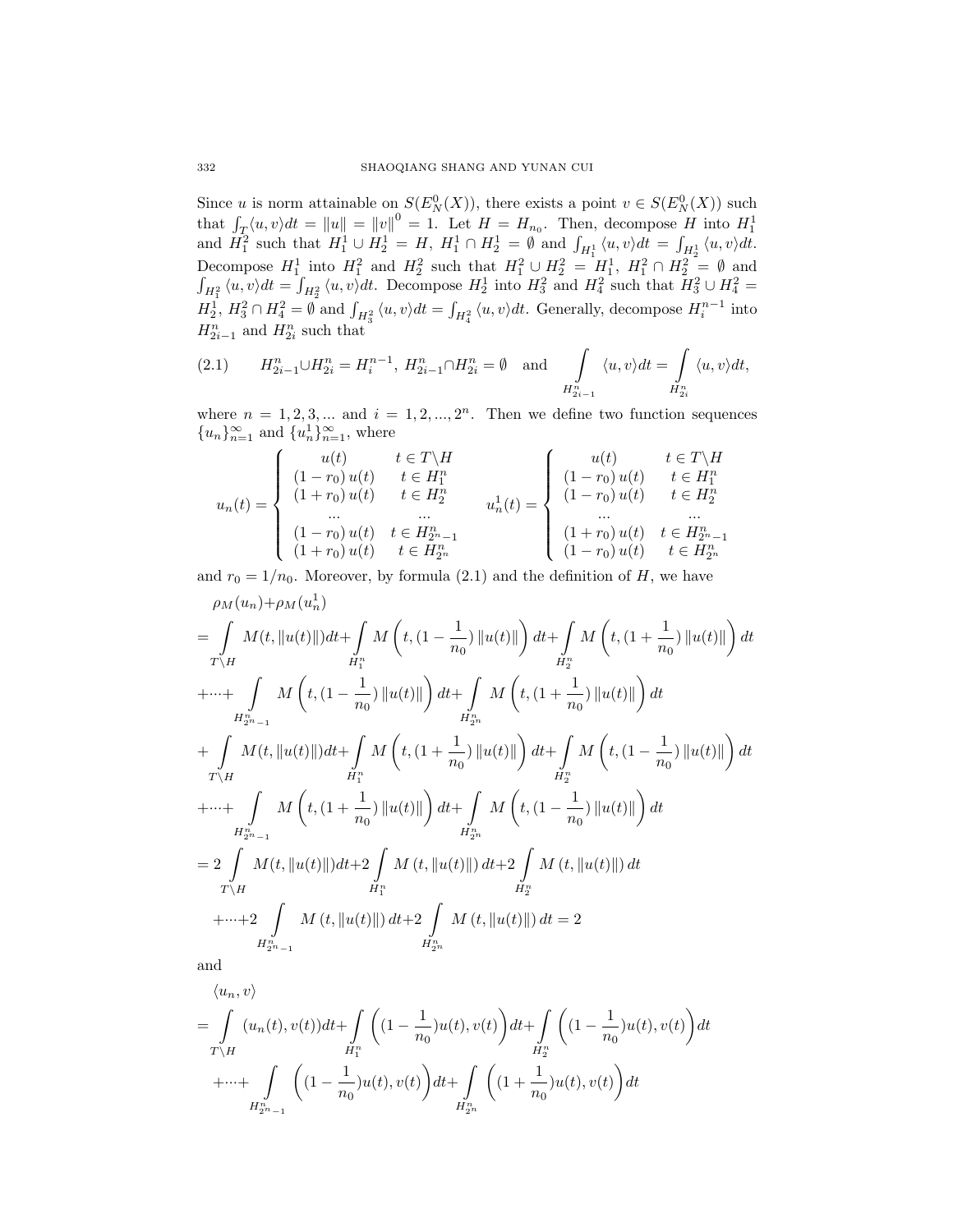Since $u$ is norm attainable on $S(E_N^0(X))$, there exists a point $v \in S(E_N^0(X))$ such that $\int_T \langle u, v\rangle dt = \|u\| = \|v\|^0 = 1$. Let $H = H_{n_0}$. Then, decompose $H$ into $H_1^1$ and $H_1^2$ such that $H_1^1 \cup H_2^1 = H$, $H_1^1 \cap H_2^1 = \emptyset$ and $\int_{H_1^1} \langle u, v\rangle dt = \int_{H_2^1} \langle u, v\rangle dt$. Decompose $H_1^1$ into $H_1^2$ and $H_2^2$ such that $H_1^2 \cup H_2^2 = H_1^1$, $H_1^2 \cap H_2^2 = \emptyset$ and $\int_{H_1^2} \langle u, v\rangle dt = \int_{H_2^2} \langle u, v\rangle dt$. Decompose $H_2^1$ into $H_3^2$ and $H_4^2$ such that $H_3^2 \cup H_4^2 = H_2^1$, $H_3^2 \cap H_4^2 = \emptyset$ and $\int_{H_3^2} \langle u, v\rangle dt = \int_{H_4^2} \langle u, v\rangle dt$. Generally, decompose $H_i^{n-1}$ into $H_{2i-1}^n$ and $H_{2i}^n$ such that

$$
(2.1) \qquad H_{2i-1}^n \cup H_{2i}^n = H_i^{n-1},\ H_{2i-1}^n \cap H_{2i}^n = \emptyset \quad \text{and} \quad \int_{H_{2i-1}^n} \langle u, v\rangle dt = \int_{H_{2i}^n} \langle u, v\rangle dt,
$$

where $n = 1, 2, 3, \ldots$ and $i = 1, 2, \ldots, 2^n$. Then we define two function sequences $\{u_n\}_{n=1}^\infty$ and $\{u_n^1\}_{n=1}^\infty$, where

$$
u_n(t) = \begin{cases} u(t) & t \in T\backslash H \\ (1-r_0)\, u(t) & t \in H_1^n \\ (1+r_0)\, u(t) & t \in H_2^n \\ \ldots & \ldots \\ (1-r_0)\, u(t) & t \in H_{2^n-1}^n \\ (1+r_0)\, u(t) & t \in H_{2^n}^n \end{cases} \qquad u_n^1(t) = \begin{cases} u(t) & t \in T\backslash H \\ (1-r_0)\, u(t) & t \in H_1^n \\ (1-r_0)\, u(t) & t \in H_2^n \\ \ldots & \ldots \\ (1+r_0)\, u(t) & t \in H_{2^n-1}^n \\ (1-r_0)\, u(t) & t \in H_{2^n}^n \end{cases}
$$

and $r_0 = 1/n_0$. Moreover, by formula (2.1) and the definition of $H$, we have

$$
\begin{aligned}
&\rho_M(u_n) + \rho_M(u_n^1) \\
&= \int_{T\backslash H} M(t, \|u(t)\|)dt + \int_{H_1^n} M\left(t, (1-\frac{1}{n_0})\|u(t)\|\right)dt + \int_{H_2^n} M\left(t, (1+\frac{1}{n_0})\|u(t)\|\right)dt \\
&+ \cdots + \int_{H_{2^n-1}^n} M\left(t, (1-\frac{1}{n_0})\|u(t)\|\right)dt + \int_{H_{2^n}^n} M\left(t, (1+\frac{1}{n_0})\|u(t)\|\right)dt \\
&+ \int_{T\backslash H} M(t, \|u(t)\|)dt + \int_{H_1^n} M\left(t, (1+\frac{1}{n_0})\|u(t)\|\right)dt + \int_{H_2^n} M\left(t, (1-\frac{1}{n_0})\|u(t)\|\right)dt \\
&+ \cdots + \int_{H_{2^n-1}^n} M\left(t, (1+\frac{1}{n_0})\|u(t)\|\right)dt + \int_{H_{2^n}^n} M\left(t, (1-\frac{1}{n_0})\|u(t)\|\right)dt \\
&= 2\int_{T\backslash H} M(t, \|u(t)\|)dt + 2\int_{H_1^n} M(t, \|u(t)\|)dt + 2\int_{H_2^n} M(t, \|u(t)\|)dt \\
&\quad + \cdots + 2\int_{H_{2^n-1}^n} M(t, \|u(t)\|)dt + 2\int_{H_{2^n}^n} M(t, \|u(t)\|)dt = 2
\end{aligned}
$$

and

$$
\begin{aligned}
&\langle u_n, v\rangle \\
&= \int_{T\backslash H} (u_n(t), v(t))dt + \int_{H_1^n} \left((1-\frac{1}{n_0})u(t), v(t)\right)dt + \int_{H_2^n} \left((1-\frac{1}{n_0})u(t), v(t)\right)dt \\
&\quad + \cdots + \int_{H_{2^n-1}^n} \left((1-\frac{1}{n_0})u(t), v(t)\right)dt + \int_{H_{2^n}^n} \left((1+\frac{1}{n_0})u(t), v(t)\right)dt
\end{aligned}
$$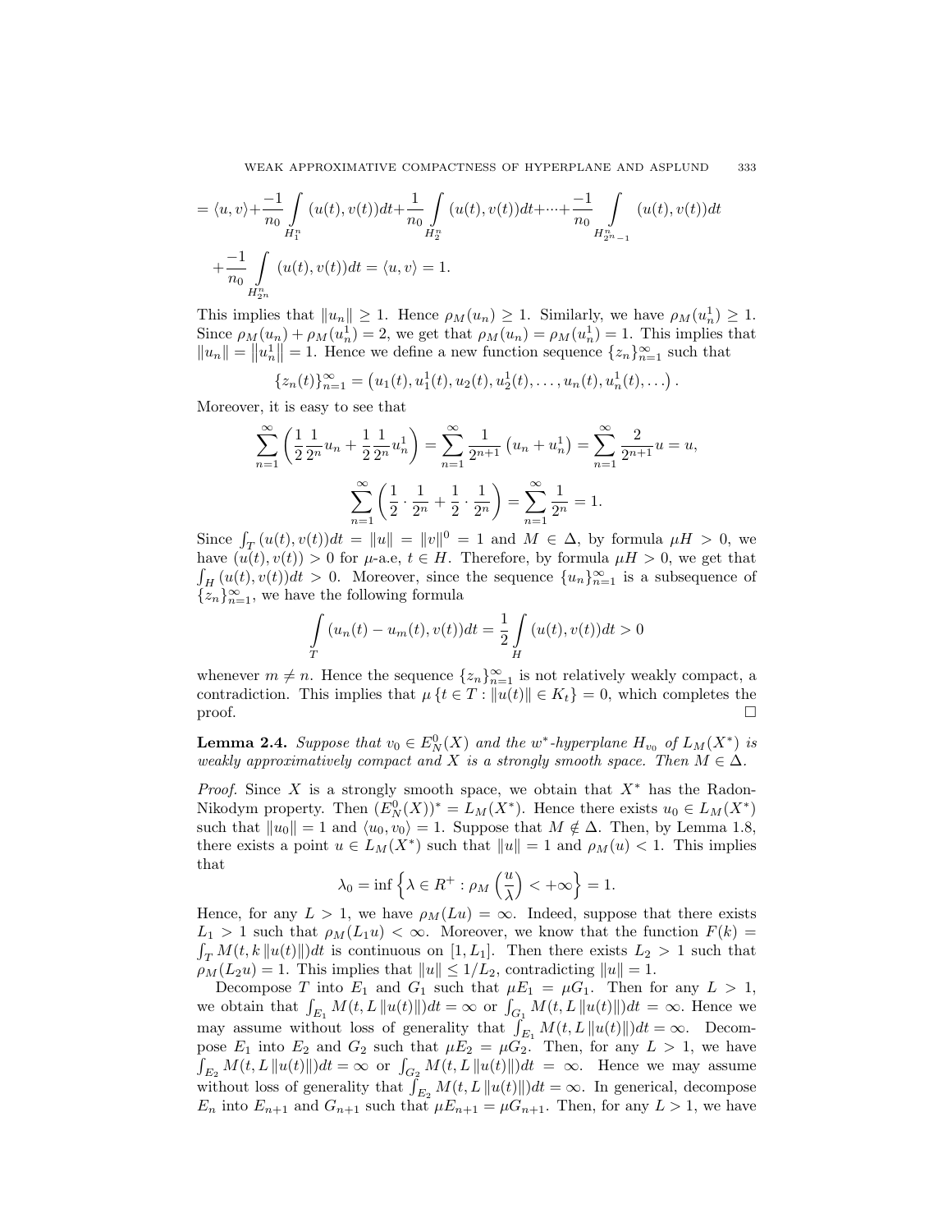$$= \langle u, v\rangle + \frac{-1}{n_0} \int\limits_{H_1^n} (u(t), v(t))dt + \frac{1}{n_0} \int\limits_{H_2^n} (u(t), v(t))dt + \cdots + \frac{-1}{n_0} \int\limits_{H_{2^n-1}^n} (u(t), v(t))dt$$

$$+ \frac{-1}{n_0} \int\limits_{H_{2^n}^n} (u(t), v(t))dt = \langle u, v\rangle = 1.$$

This implies that $\|u_n\| \geq 1$. Hence $\rho_M(u_n) \geq 1$. Similarly, we have $\rho_M(u_n^1) \geq 1$. Since $\rho_M(u_n) + \rho_M(u_n^1) = 2$, we get that $\rho_M(u_n) = \rho_M(u_n^1) = 1$. This implies that $\|u_n\| = \|u_n^1\| = 1$. Hence we define a new function sequence $\{z_n\}_{n=1}^{\infty}$ such that

$$\{z_n(t)\}_{n=1}^{\infty} = \left(u_1(t), u_1^1(t), u_2(t), u_2^1(t), \ldots, u_n(t), u_n^1(t), \ldots\right).$$

Moreover, it is easy to see that

$$\sum_{n=1}^{\infty} \left(\frac{1}{2}\frac{1}{2^n}u_n + \frac{1}{2}\frac{1}{2^n}u_n^1\right) = \sum_{n=1}^{\infty} \frac{1}{2^{n+1}}\left(u_n + u_n^1\right) = \sum_{n=1}^{\infty} \frac{2}{2^{n+1}}u = u,$$

$$\sum_{n=1}^{\infty} \left(\frac{1}{2}\cdot\frac{1}{2^n} + \frac{1}{2}\cdot\frac{1}{2^n}\right) = \sum_{n=1}^{\infty} \frac{1}{2^n} = 1.$$

Since $\int_T (u(t), v(t))dt = \|u\| = \|v\|^0 = 1$ and $M \in \Delta$, by formula $\mu H > 0$, we have $(u(t), v(t)) > 0$ for $\mu$-a.e, $t \in H$. Therefore, by formula $\mu H > 0$, we get that $\int_H (u(t), v(t))dt > 0$. Moreover, since the sequence $\{u_n\}_{n=1}^{\infty}$ is a subsequence of $\{z_n\}_{n=1}^{\infty}$, we have the following formula

$$\int\limits_T (u_n(t) - u_m(t), v(t))dt = \frac{1}{2}\int\limits_H (u(t), v(t))dt > 0$$

whenever $m \neq n$. Hence the sequence $\{z_n\}_{n=1}^{\infty}$ is not relatively weakly compact, a contradiction. This implies that $\mu\{t \in T : \|u(t)\| \in K_t\} = 0$, which completes the proof. $\square$

**Lemma 2.4.** *Suppose that $v_0 \in E_N^0(X)$ and the $w^*$-hyperplane $H_{v_0}$ of $L_M(X^*)$ is weakly approximatively compact and $X$ is a strongly smooth space. Then $M \in \Delta$.*

*Proof.* Since $X$ is a strongly smooth space, we obtain that $X^*$ has the Radon-Nikodym property. Then $(E_N^0(X))^* = L_M(X^*)$. Hence there exists $u_0 \in L_M(X^*)$ such that $\|u_0\| = 1$ and $\langle u_0, v_0\rangle = 1$. Suppose that $M \notin \Delta$. Then, by Lemma 1.8, there exists a point $u \in L_M(X^*)$ such that $\|u\| = 1$ and $\rho_M(u) < 1$. This implies that

$$\lambda_0 = \inf\left\{\lambda \in R^+ : \rho_M\left(\frac{u}{\lambda}\right) < +\infty\right\} = 1.$$

Hence, for any $L > 1$, we have $\rho_M(Lu) = \infty$. Indeed, suppose that there exists $L_1 > 1$ such that $\rho_M(L_1 u) < \infty$. Moreover, we know that the function $F(k) = \int_T M(t, k\|u(t)\|)dt$ is continuous on $[1, L_1]$. Then there exists $L_2 > 1$ such that $\rho_M(L_2 u) = 1$. This implies that $\|u\| \leq 1/L_2$, contradicting $\|u\| = 1$.

Decompose $T$ into $E_1$ and $G_1$ such that $\mu E_1 = \mu G_1$. Then for any $L > 1$, we obtain that $\int_{E_1} M(t, L\|u(t)\|)dt = \infty$ or $\int_{G_1} M(t, L\|u(t)\|)dt = \infty$. Hence we may assume without loss of generality that $\int_{E_1} M(t, L\|u(t)\|)dt = \infty$. Decompose $E_1$ into $E_2$ and $G_2$ such that $\mu E_2 = \mu G_2$. Then, for any $L > 1$, we have $\int_{E_2} M(t, L\|u(t)\|)dt = \infty$ or $\int_{G_2} M(t, L\|u(t)\|)dt = \infty$. Hence we may assume without loss of generality that $\int_{E_2} M(t, L\|u(t)\|)dt = \infty$. In generical, decompose $E_n$ into $E_{n+1}$ and $G_{n+1}$ such that $\mu E_{n+1} = \mu G_{n+1}$. Then, for any $L > 1$, we have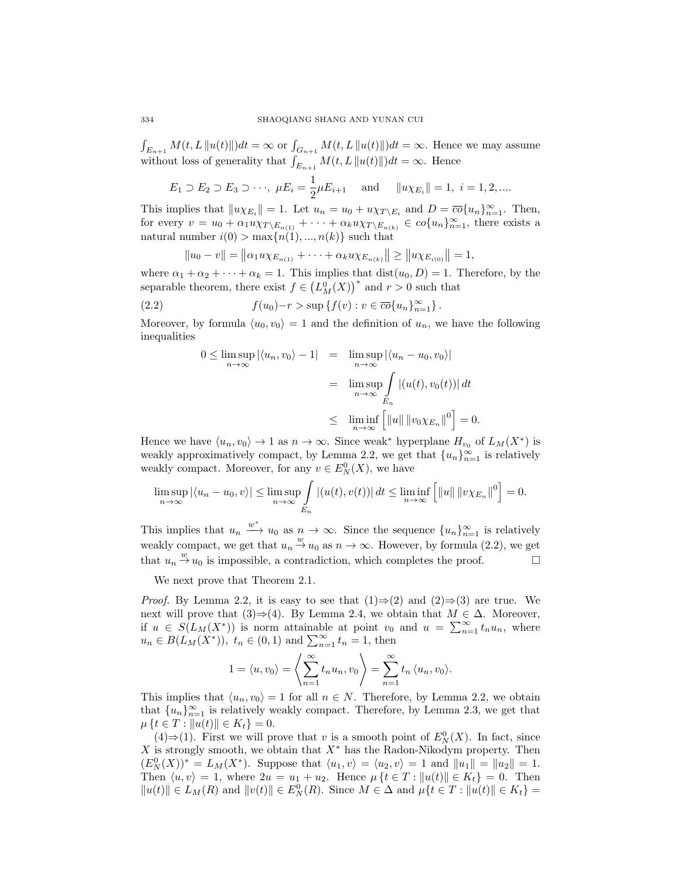$\int_{E_{n+1}} M(t, L\|u(t)\|)dt = \infty$ or $\int_{G_{n+1}} M(t, L\|u(t)\|)dt = \infty$. Hence we may assume without loss of generality that $\int_{E_{n+1}} M(t, L\|u(t)\|)dt = \infty$. Hence

$$E_1 \supset E_2 \supset E_3 \supset \cdots, \ \mu E_i = \frac{1}{2}\mu E_{i+1} \quad \text{and} \quad \|u\chi_{E_i}\| = 1, \ i = 1, 2, ....$$

This implies that $\|u\chi_{E_i}\| = 1$. Let $u_n = u_0 + u\chi_{T\setminus E_i}$ and $D = \overline{co}\{u_n\}_{n=1}^{\infty}$. Then, for every $v = u_0 + \alpha_1 u\chi_{T\setminus E_{n(1)}} + \cdots + \alpha_k u\chi_{T\setminus E_{n(k)}} \in co\{u_n\}_{n=1}^{\infty}$, there exists a natural number $i(0) > \max\{n(1), ..., n(k)\}$ such that

$$\|u_0 - v\| = \left\|\alpha_1 u\chi_{E_{n(1)}} + \cdots + \alpha_k u\chi_{E_{n(k)}}\right\| \geq \left\|u\chi_{E_{i(0)}}\right\| = 1,$$

where $\alpha_1 + \alpha_2 + \cdots + \alpha_k = 1$. This implies that $\mathrm{dist}(u_0, D) = 1$. Therefore, by the separable theorem, there exist $f \in \left(L_M^0(X)\right)^*$ and $r > 0$ such that

$$f(u_0) - r > \sup\left\{f(v) : v \in \overline{co}\{u_n\}_{n=1}^{\infty}\right\}. \tag{2.2}$$

Moreover, by formula $\langle u_0, v_0\rangle = 1$ and the definition of $u_n$, we have the following inequalities

$$\begin{aligned} 0 \leq \limsup_{n\to\infty} |\langle u_n, v_0\rangle - 1| &= \limsup_{n\to\infty} |\langle u_n - u_0, v_0\rangle| \\ &= \limsup_{n\to\infty} \int_{E_n} |(u(t), v_0(t))|\, dt \\ &\leq \liminf_{n\to\infty} \left[\|u\| \, \|v_0\chi_{E_n}\|^0\right] = 0. \end{aligned}$$

Hence we have $\langle u_n, v_0\rangle \to 1$ as $n \to \infty$. Since weak$^*$ hyperplane $H_{v_0}$ of $L_M(X^*)$ is weakly approximatively compact, by Lemma 2.2, we get that $\{u_n\}_{n=1}^{\infty}$ is relatively weakly compact. Moreover, for any $v \in E_N^0(X)$, we have

$$\limsup_{n\to\infty} |\langle u_n - u_0, v\rangle| \leq \limsup_{n\to\infty} \int_{E_n} |(u(t), v(t))|\, dt \leq \liminf_{n\to\infty} \left[\|u\| \, \|v\chi_{E_n}\|^0\right] = 0.$$

This implies that $u_n \xrightarrow{w^*} u_0$ as $n \to \infty$. Since the sequence $\{u_n\}_{n=1}^{\infty}$ is relatively weakly compact, we get that $u_n \xrightarrow{w} u_0$ as $n \to \infty$. However, by formula (2.2), we get that $u_n \xrightarrow{w} u_0$ is impossible, a contradiction, which completes the proof. $\square$

We next prove that Theorem 2.1.

*Proof.* By Lemma 2.2, it is easy to see that (1)⇒(2) and (2)⇒(3) are true. We next will prove that (3)⇒(4). By Lemma 2.4, we obtain that $M \in \Delta$. Moreover, if $u \in S(L_M(X^*))$ is norm attainable at point $v_0$ and $u = \sum_{n=1}^{\infty} t_n u_n$, where $u_n \in B(L_M(X^*))$, $t_n \in (0, 1)$ and $\sum_{n=1}^{\infty} t_n = 1$, then

$$1 = \langle u, v_0\rangle = \left\langle \sum_{n=1}^{\infty} t_n u_n, v_0 \right\rangle = \sum_{n=1}^{\infty} t_n \langle u_n, v_0\rangle.$$

This implies that $\langle u_n, v_0\rangle = 1$ for all $n \in N$. Therefore, by Lemma 2.2, we obtain that $\{u_n\}_{n=1}^{\infty}$ is relatively weakly compact. Therefore, by Lemma 2.3, we get that $\mu\{t \in T : \|u(t)\| \in K_t\} = 0$.

(4)⇒(1). First we will prove that $v$ is a smooth point of $E_N^0(X)$. In fact, since $X$ is strongly smooth, we obtain that $X^*$ has the Radon-Nikodym property. Then $(E_N^0(X))^* = L_M(X^*)$. Suppose that $\langle u_1, v\rangle = \langle u_2, v\rangle = 1$ and $\|u_1\| = \|u_2\| = 1$. Then $\langle u, v\rangle = 1$, where $2u = u_1 + u_2$. Hence $\mu\{t \in T : \|u(t)\| \in K_t\} = 0$. Then $\|u(t)\| \in L_M(R)$ and $\|v(t)\| \in E_N^0(R)$. Since $M \in \Delta$ and $\mu\{t \in T : \|u(t)\| \in K_t\} =$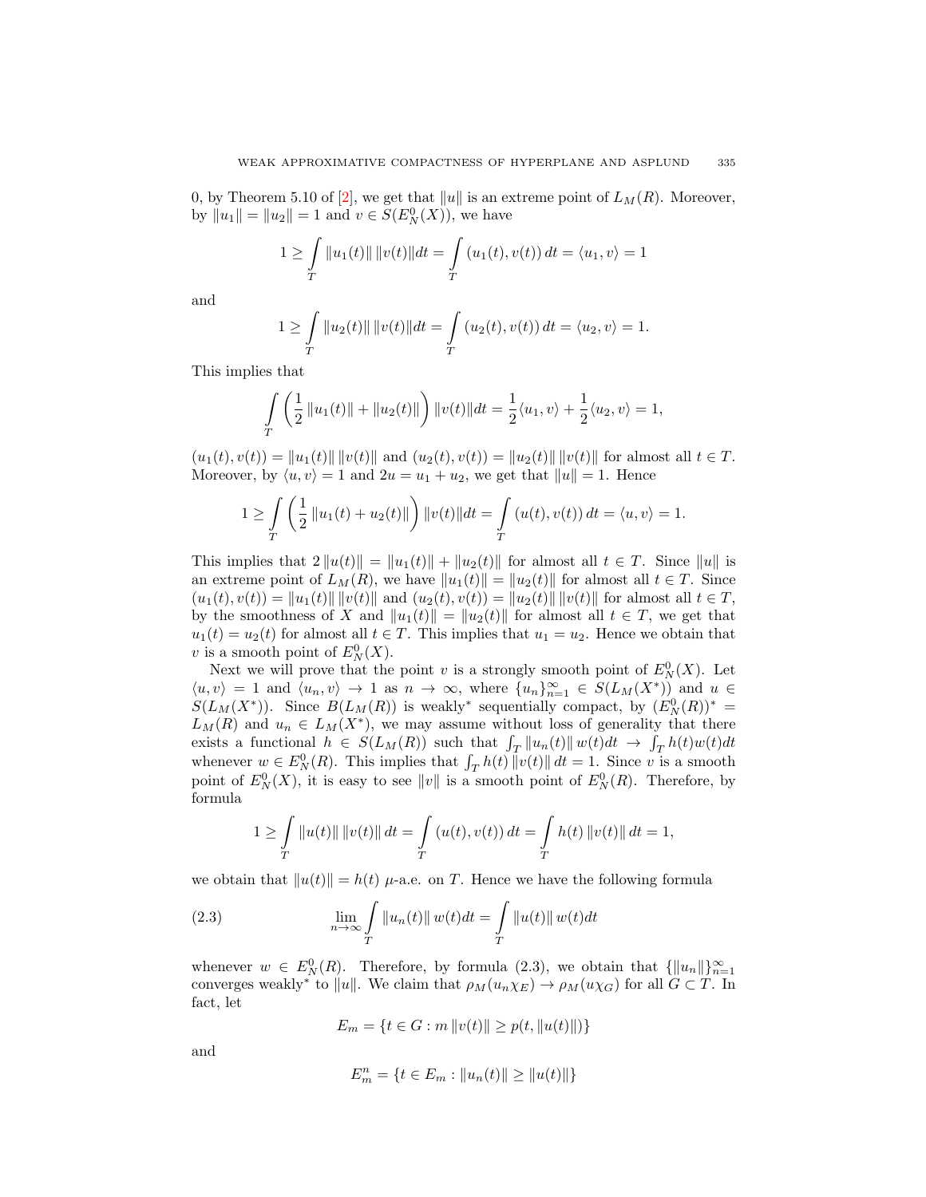0, by Theorem 5.10 of [2], we get that $\|u\|$ is an extreme point of $L_M(R)$. Moreover, by $\|u_1\| = \|u_2\| = 1$ and $v \in S(E_N^0(X))$, we have

$$1 \geq \int_T \|u_1(t)\| \, \|v(t)\| dt = \int_T (u_1(t), v(t)) \, dt = \langle u_1, v \rangle = 1$$

and

$$1 \geq \int_T \|u_2(t)\| \, \|v(t)\| dt = \int_T (u_2(t), v(t)) \, dt = \langle u_2, v \rangle = 1.$$

This implies that

$$\int_T \left( \frac{1}{2} \|u_1(t)\| + \|u_2(t)\| \right) \|v(t)\| dt = \frac{1}{2} \langle u_1, v \rangle + \frac{1}{2} \langle u_2, v \rangle = 1,$$

$(u_1(t), v(t)) = \|u_1(t)\| \, \|v(t)\|$ and $(u_2(t), v(t)) = \|u_2(t)\| \, \|v(t)\|$ for almost all $t \in T$. Moreover, by $\langle u, v \rangle = 1$ and $2u = u_1 + u_2$, we get that $\|u\| = 1$. Hence

$$1 \geq \int_T \left( \frac{1}{2} \|u_1(t) + u_2(t)\| \right) \|v(t)\| dt = \int_T (u(t), v(t)) \, dt = \langle u, v \rangle = 1.$$

This implies that $2 \|u(t)\| = \|u_1(t)\| + \|u_2(t)\|$ for almost all $t \in T$. Since $\|u\|$ is an extreme point of $L_M(R)$, we have $\|u_1(t)\| = \|u_2(t)\|$ for almost all $t \in T$. Since $(u_1(t), v(t)) = \|u_1(t)\| \, \|v(t)\|$ and $(u_2(t), v(t)) = \|u_2(t)\| \, \|v(t)\|$ for almost all $t \in T$, by the smoothness of $X$ and $\|u_1(t)\| = \|u_2(t)\|$ for almost all $t \in T$, we get that $u_1(t) = u_2(t)$ for almost all $t \in T$. This implies that $u_1 = u_2$. Hence we obtain that $v$ is a smooth point of $E_N^0(X)$.

Next we will prove that the point $v$ is a strongly smooth point of $E_N^0(X)$. Let $\langle u, v \rangle = 1$ and $\langle u_n, v \rangle \to 1$ as $n \to \infty$, where $\{u_n\}_{n=1}^{\infty} \in S(L_M(X^*))$ and $u \in S(L_M(X^*))$. Since $B(L_M(R))$ is weakly* sequentially compact, by $(E_N^0(R))^* = L_M(R)$ and $u_n \in L_M(X^*)$, we may assume without loss of generality that there exists a functional $h \in S(L_M(R))$ such that $\int_T \|u_n(t)\| \, w(t) dt \to \int_T h(t) w(t) dt$ whenever $w \in E_N^0(R)$. This implies that $\int_T h(t) \|v(t)\| \, dt = 1$. Since $v$ is a smooth point of $E_N^0(X)$, it is easy to see $\|v\|$ is a smooth point of $E_N^0(R)$. Therefore, by formula

$$1 \geq \int_T \|u(t)\| \, \|v(t)\| \, dt = \int_T (u(t), v(t)) \, dt = \int_T h(t) \, \|v(t)\| \, dt = 1,$$

we obtain that $\|u(t)\| = h(t)$ $\mu$-a.e. on $T$. Hence we have the following formula

$$\lim_{n \to \infty} \int_T \|u_n(t)\| \, w(t) dt = \int_T \|u(t)\| \, w(t) dt \tag{2.3}$$

whenever $w \in E_N^0(R)$. Therefore, by formula (2.3), we obtain that $\{\|u_n\|\}_{n=1}^{\infty}$ converges weakly* to $\|u\|$. We claim that $\rho_M(u_n \chi_E) \to \rho_M(u \chi_G)$ for all $G \subset T$. In fact, let

$$E_m = \{t \in G : m \|v(t)\| \geq p(t, \|u(t)\|)\}$$

and

$$E_m^n = \{t \in E_m : \|u_n(t)\| \geq \|u(t)\|\}$$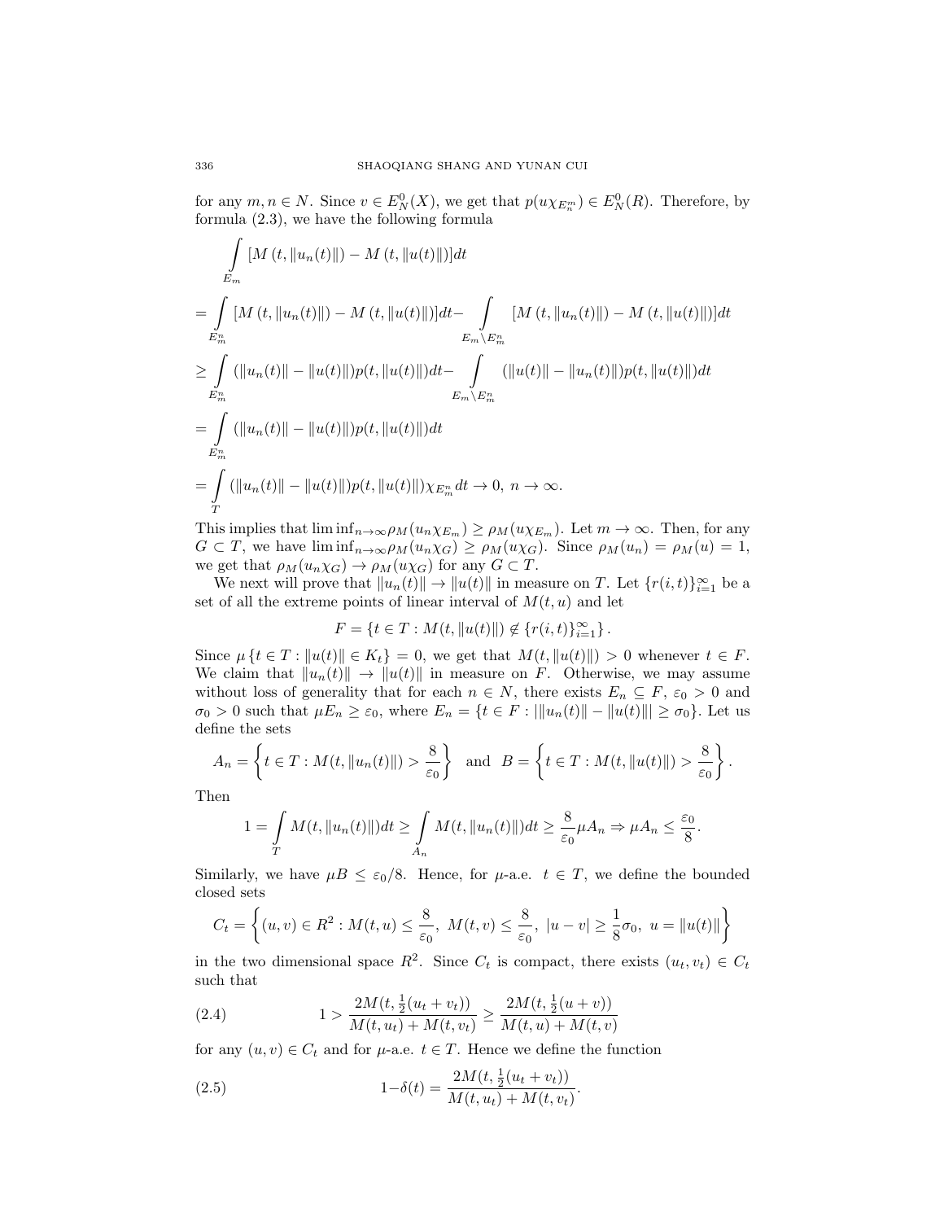for any $m, n \in N$. Since $v \in E_N^0(X)$, we get that $p(u\chi_{E_n^m}) \in E_N^0(R)$. Therefore, by formula (2.3), we have the following formula

$$
\begin{aligned}
&\int\limits_{E_m} [M(t, \|u_n(t)\|) - M(t, \|u(t)\|)]dt \\
&= \int\limits_{E_m^n} [M(t, \|u_n(t)\|) - M(t, \|u(t)\|)]dt - \int\limits_{E_m \setminus E_m^n} [M(t, \|u_n(t)\|) - M(t, \|u(t)\|)]dt \\
&\geq \int\limits_{E_m^n} (\|u_n(t)\| - \|u(t)\|)p(t, \|u(t)\|)dt - \int\limits_{E_m \setminus E_m^n} (\|u(t)\| - \|u_n(t)\|)p(t, \|u(t)\|)dt \\
&= \int\limits_{E_m^n} (\|u_n(t)\| - \|u(t)\|)p(t, \|u(t)\|)dt \\
&= \int\limits_{T} (\|u_n(t)\| - \|u(t)\|)p(t, \|u(t)\|)\chi_{E_m^n} dt \to 0, \ n \to \infty.
\end{aligned}
$$

This implies that $\liminf_{n\to\infty} \rho_M(u_n\chi_{E_m}) \geq \rho_M(u\chi_{E_m})$. Let $m \to \infty$. Then, for any $G \subset T$, we have $\liminf_{n\to\infty} \rho_M(u_n\chi_G) \geq \rho_M(u\chi_G)$. Since $\rho_M(u_n) = \rho_M(u) = 1$, we get that $\rho_M(u_n\chi_G) \to \rho_M(u\chi_G)$ for any $G \subset T$.

We next will prove that $\|u_n(t)\| \to \|u(t)\|$ in measure on $T$. Let $\{r(i,t)\}_{i=1}^{\infty}$ be a set of all the extreme points of linear interval of $M(t,u)$ and let

$$F = \{t \in T : M(t, \|u(t)\|) \notin \{r(i,t)\}_{i=1}^{\infty}\}.$$

Since $\mu\{t \in T : \|u(t)\| \in K_t\} = 0$, we get that $M(t, \|u(t)\|) > 0$ whenever $t \in F$. We claim that $\|u_n(t)\| \to \|u(t)\|$ in measure on $F$. Otherwise, we may assume without loss of generality that for each $n \in N$, there exists $E_n \subseteq F$, $\varepsilon_0 > 0$ and $\sigma_0 > 0$ such that $\mu E_n \geq \varepsilon_0$, where $E_n = \{t \in F : |\|u_n(t)\| - \|u(t)\|| \geq \sigma_0\}$. Let us define the sets

$$A_n = \left\{t \in T : M(t, \|u_n(t)\|) > \frac{8}{\varepsilon_0}\right\} \quad \text{and} \quad B = \left\{t \in T : M(t, \|u(t)\|) > \frac{8}{\varepsilon_0}\right\}.$$

Then

$$1 = \int\limits_{T} M(t, \|u_n(t)\|)dt \geq \int\limits_{A_n} M(t, \|u_n(t)\|)dt \geq \frac{8}{\varepsilon_0}\mu A_n \Rightarrow \mu A_n \leq \frac{\varepsilon_0}{8}.$$

Similarly, we have $\mu B \leq \varepsilon_0/8$. Hence, for $\mu$-a.e. $t \in T$, we define the bounded closed sets

$$C_t = \left\{(u,v) \in R^2 : M(t,u) \leq \frac{8}{\varepsilon_0}, \ M(t,v) \leq \frac{8}{\varepsilon_0}, \ |u - v| \geq \frac{1}{8}\sigma_0, \ u = \|u(t)\|\right\}$$

in the two dimensional space $R^2$. Since $C_t$ is compact, there exists $(u_t, v_t) \in C_t$ such that

$$1 > \frac{2M(t, \frac{1}{2}(u_t + v_t))}{M(t, u_t) + M(t, v_t)} \geq \frac{2M(t, \frac{1}{2}(u + v))}{M(t, u) + M(t, v)} \tag{2.4}$$

for any $(u,v) \in C_t$ and for $\mu$-a.e. $t \in T$. Hence we define the function

$$1 - \delta(t) = \frac{2M(t, \frac{1}{2}(u_t + v_t))}{M(t, u_t) + M(t, v_t)}. \tag{2.5}$$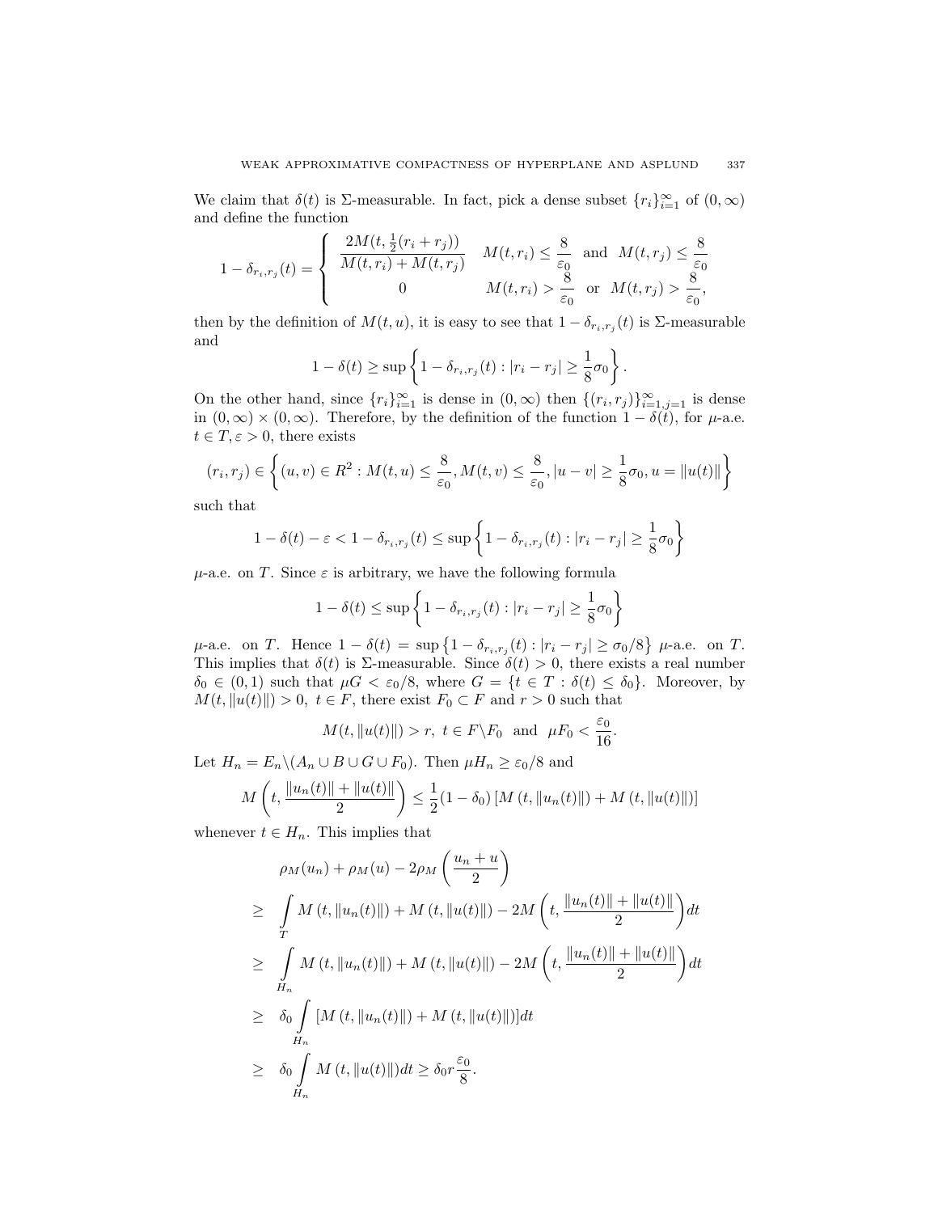We claim that $\delta(t)$ is $\Sigma$-measurable. In fact, pick a dense subset $\{r_i\}_{i=1}^{\infty}$ of $(0,\infty)$ and define the function

$$1-\delta_{r_i,r_j}(t)=\begin{cases}\dfrac{2M(t,\frac{1}{2}(r_i+r_j))}{M(t,r_i)+M(t,r_j)} & M(t,r_i)\le\dfrac{8}{\varepsilon_0}\ \text{ and }\ M(t,r_j)\le\dfrac{8}{\varepsilon_0}\\ 0 & M(t,r_i)>\dfrac{8}{\varepsilon_0}\ \text{ or }\ M(t,r_j)>\dfrac{8}{\varepsilon_0},\end{cases}$$

then by the definition of $M(t,u)$, it is easy to see that $1-\delta_{r_i,r_j}(t)$ is $\Sigma$-measurable and

$$1-\delta(t)\ge\sup\left\{1-\delta_{r_i,r_j}(t):|r_i-r_j|\ge\frac{1}{8}\sigma_0\right\}.$$

On the other hand, since $\{r_i\}_{i=1}^{\infty}$ is dense in $(0,\infty)$ then $\{(r_i,r_j)\}_{i=1,j=1}^{\infty}$ is dense in $(0,\infty)\times(0,\infty)$. Therefore, by the definition of the function $1-\delta(t)$, for $\mu$-a.e. $t\in T,\varepsilon>0$, there exists

$$(r_i,r_j)\in\left\{(u,v)\in R^2:M(t,u)\le\frac{8}{\varepsilon_0},M(t,v)\le\frac{8}{\varepsilon_0},|u-v|\ge\frac{1}{8}\sigma_0,u=\|u(t)\|\right\}$$

such that

$$1-\delta(t)-\varepsilon<1-\delta_{r_i,r_j}(t)\le\sup\left\{1-\delta_{r_i,r_j}(t):|r_i-r_j|\ge\frac{1}{8}\sigma_0\right\}$$

$\mu$-a.e. on $T$. Since $\varepsilon$ is arbitrary, we have the following formula

$$1-\delta(t)\le\sup\left\{1-\delta_{r_i,r_j}(t):|r_i-r_j|\ge\frac{1}{8}\sigma_0\right\}$$

$\mu$-a.e. on $T$. Hence $1-\delta(t)=\sup\left\{1-\delta_{r_i,r_j}(t):|r_i-r_j|\ge\sigma_0/8\right\}$ $\mu$-a.e. on $T$. This implies that $\delta(t)$ is $\Sigma$-measurable. Since $\delta(t)>0$, there exists a real number $\delta_0\in(0,1)$ such that $\mu G<\varepsilon_0/8$, where $G=\{t\in T:\delta(t)\le\delta_0\}$. Moreover, by $M(t,\|u(t)\|)>0,\ t\in F$, there exist $F_0\subset F$ and $r>0$ such that

$$M(t,\|u(t)\|)>r,\ t\in F\backslash F_0\ \text{ and }\ \mu F_0<\frac{\varepsilon_0}{16}.$$

Let $H_n=E_n\backslash(A_n\cup B\cup G\cup F_0)$. Then $\mu H_n\ge\varepsilon_0/8$ and

$$M\left(t,\frac{\|u_n(t)\|+\|u(t)\|}{2}\right)\le\frac{1}{2}(1-\delta_0)\left[M\left(t,\|u_n(t)\|\right)+M\left(t,\|u(t)\|\right)\right]$$

whenever $t\in H_n$. This implies that

$$\begin{aligned}
&\rho_M(u_n)+\rho_M(u)-2\rho_M\left(\frac{u_n+u}{2}\right)\\
\ge\ &\int_T M\left(t,\|u_n(t)\|\right)+M\left(t,\|u(t)\|\right)-2M\left(t,\frac{\|u_n(t)\|+\|u(t)\|}{2}\right)dt\\
\ge\ &\int_{H_n} M\left(t,\|u_n(t)\|\right)+M\left(t,\|u(t)\|\right)-2M\left(t,\frac{\|u_n(t)\|+\|u(t)\|}{2}\right)dt\\
\ge\ &\delta_0\int_{H_n}\left[M\left(t,\|u_n(t)\|\right)+M\left(t,\|u(t)\|\right)\right]dt\\
\ge\ &\delta_0\int_{H_n}M\left(t,\|u(t)\|\right)dt\ge\delta_0 r\frac{\varepsilon_0}{8}.
\end{aligned}$$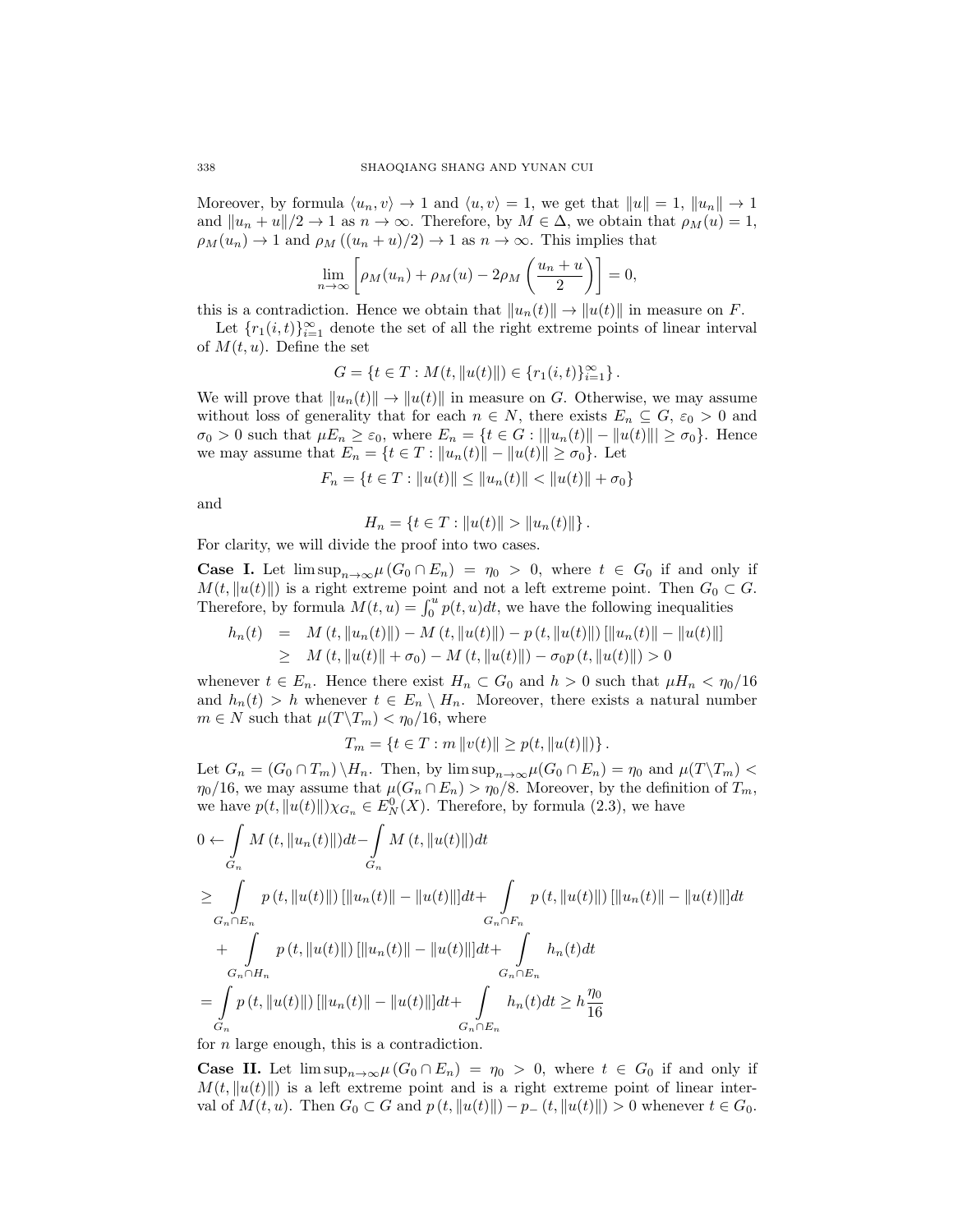Moreover, by formula $\langle u_n, v\rangle \to 1$ and $\langle u, v\rangle = 1$, we get that $\|u\| = 1$, $\|u_n\| \to 1$ and $\|u_n + u\|/2 \to 1$ as $n \to \infty$. Therefore, by $M \in \Delta$, we obtain that $\rho_M(u) = 1$, $\rho_M(u_n) \to 1$ and $\rho_M((u_n + u)/2) \to 1$ as $n \to \infty$. This implies that

$$\lim_{n\to\infty}\left[\rho_M(u_n) + \rho_M(u) - 2\rho_M\left(\frac{u_n + u}{2}\right)\right] = 0,$$

this is a contradiction. Hence we obtain that $\|u_n(t)\| \to \|u(t)\|$ in measure on $F$.

Let $\{r_1(i,t)\}_{i=1}^{\infty}$ denote the set of all the right extreme points of linear interval of $M(t,u)$. Define the set

$$G = \{t \in T : M(t, \|u(t)\|) \in \{r_1(i,t)\}_{i=1}^{\infty}\}.$$

We will prove that $\|u_n(t)\| \to \|u(t)\|$ in measure on $G$. Otherwise, we may assume without loss of generality that for each $n \in N$, there exists $E_n \subseteq G$, $\varepsilon_0 > 0$ and $\sigma_0 > 0$ such that $\mu E_n \geq \varepsilon_0$, where $E_n = \{t \in G : |\|u_n(t)\| - \|u(t)\|| \geq \sigma_0\}$. Hence we may assume that $E_n = \{t \in T : \|u_n(t)\| - \|u(t)\| \geq \sigma_0\}$. Let

$$F_n = \{t \in T : \|u(t)\| \leq \|u_n(t)\| < \|u(t)\| + \sigma_0\}$$

and

$$H_n = \{t \in T : \|u(t)\| > \|u_n(t)\|\}.$$

For clarity, we will divide the proof into two cases.

**Case I.** Let $\limsup_{n\to\infty}\mu(G_0 \cap E_n) = \eta_0 > 0$, where $t \in G_0$ if and only if $M(t, \|u(t)\|)$ is a right extreme point and not a left extreme point. Then $G_0 \subset G$. Therefore, by formula $M(t,u) = \int_0^u p(t,u)dt$, we have the following inequalities

$$\begin{aligned} h_n(t) &= M(t, \|u_n(t)\|) - M(t, \|u(t)\|) - p(t, \|u(t)\|)[\|u_n(t)\| - \|u(t)\|] \\ &\geq M(t, \|u(t)\| + \sigma_0) - M(t, \|u(t)\|) - \sigma_0 p(t, \|u(t)\|) > 0 \end{aligned}$$

whenever $t \in E_n$. Hence there exist $H_n \subset G_0$ and $h > 0$ such that $\mu H_n < \eta_0/16$ and $h_n(t) > h$ whenever $t \in E_n \setminus H_n$. Moreover, there exists a natural number $m \in N$ such that $\mu(T \setminus T_m) < \eta_0/16$, where

$$T_m = \{t \in T : m\|v(t)\| \geq p(t, \|u(t)\|)\}.$$

Let $G_n = (G_0 \cap T_m)\setminus H_n$. Then, by $\limsup_{n\to\infty}\mu(G_0 \cap E_n) = \eta_0$ and $\mu(T\setminus T_m) < \eta_0/16$, we may assume that $\mu(G_n \cap E_n) > \eta_0/8$. Moreover, by the definition of $T_m$, we have $p(t, \|u(t)\|)\chi_{G_n} \in E_N^0(X)$. Therefore, by formula (2.3), we have

$$\begin{aligned} 0 \leftarrow &\int_{G_n} M(t, \|u_n(t)\|)dt - \int_{G_n} M(t, \|u(t)\|)dt \\ \geq &\int_{G_n \cap E_n} p(t, \|u(t)\|)[\|u_n(t)\| - \|u(t)\|]dt + \int_{G_n \cap F_n} p(t, \|u(t)\|)[\|u_n(t)\| - \|u(t)\|]dt \\ &+ \int_{G_n \cap H_n} p(t, \|u(t)\|)[\|u_n(t)\| - \|u(t)\|]dt + \int_{G_n \cap E_n} h_n(t)dt \\ = &\int_{G_n} p(t, \|u(t)\|)[\|u_n(t)\| - \|u(t)\|]dt + \int_{G_n \cap E_n} h_n(t)dt \geq h\frac{\eta_0}{16} \end{aligned}$$

for $n$ large enough, this is a contradiction.

**Case II.** Let $\limsup_{n\to\infty}\mu(G_0 \cap E_n) = \eta_0 > 0$, where $t \in G_0$ if and only if $M(t, \|u(t)\|)$ is a left extreme point and is a right extreme point of linear interval of $M(t,u)$. Then $G_0 \subset G$ and $p(t, \|u(t)\|) - p_-(t, \|u(t)\|) > 0$ whenever $t \in G_0$.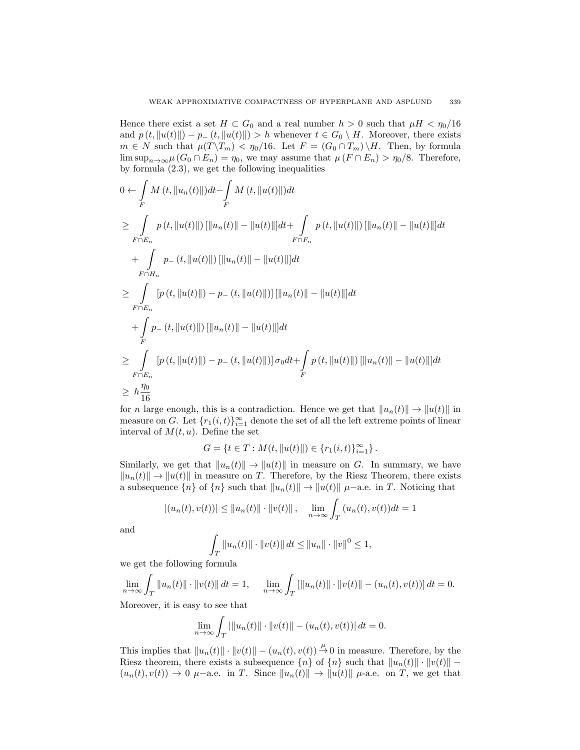Hence there exist a set $H \subset G_0$ and a real number $h > 0$ such that $\mu H < \eta_0/16$ and $p(t, \|u(t)\|) - p_-(t, \|u(t)\|) > h$ whenever $t \in G_0 \setminus H$. Moreover, there exists $m \in N$ such that $\mu(T \backslash T_m) < \eta_0/16$. Let $F = (G_0 \cap T_m) \backslash H$. Then, by formula $\limsup_{n\to\infty} \mu(G_0 \cap E_n) = \eta_0$, we may assume that $\mu(F \cap E_n) > \eta_0/8$. Therefore, by formula (2.3), we get the following inequalities

$$
\begin{aligned}
0 \leftarrow & \int_F M(t, \|u_n(t)\|)dt - \int_F M(t, \|u(t)\|)dt \\
\geq & \int_{F\cap E_n} p(t, \|u(t)\|)[\|u_n(t)\| - \|u(t)\|]dt + \int_{F\cap F_n} p(t, \|u(t)\|)[\|u_n(t)\| - \|u(t)\|]dt \\
& + \int_{F\cap H_n} p_-(t, \|u(t)\|)[\|u_n(t)\| - \|u(t)\|]dt \\
\geq & \int_{F\cap E_n} [p(t, \|u(t)\|) - p_-(t, \|u(t)\|)][\|u_n(t)\| - \|u(t)\|]dt \\
& + \int_F p_-(t, \|u(t)\|)[\|u_n(t)\| - \|u(t)\|]dt \\
\geq & \int_{F\cap E_n} [p(t, \|u(t)\|) - p_-(t, \|u(t)\|)]\sigma_0 dt + \int_F p(t, \|u(t)\|)[\|u_n(t)\| - \|u(t)\|]dt \\
\geq & \ h\frac{\eta_0}{16}
\end{aligned}
$$

for $n$ large enough, this is a contradiction. Hence we get that $\|u_n(t)\| \to \|u(t)\|$ in measure on $G$. Let $\{r_1(i,t)\}_{i=1}^\infty$ denote the set of all the left extreme points of linear interval of $M(t,u)$. Define the set

$$
G = \{t \in T : M(t, \|u(t)\|) \in \{r_1(i,t)\}_{i=1}^\infty\}.
$$

Similarly, we get that $\|u_n(t)\| \to \|u(t)\|$ in measure on $G$. In summary, we have $\|u_n(t)\| \to \|u(t)\|$ in measure on $T$. Therefore, by the Riesz Theorem, there exists a subsequence $\{n\}$ of $\{n\}$ such that $\|u_n(t)\| \to \|u(t)\|$ $\mu$−a.e. in $T$. Noticing that

$$
|(u_n(t), v(t))| \leq \|u_n(t)\| \cdot \|v(t)\|, \quad \lim_{n\to\infty} \int_T (u_n(t), v(t))dt = 1
$$

and

$$
\int_T \|u_n(t)\| \cdot \|v(t)\| \, dt \leq \|u_n\| \cdot \|v\|^0 \leq 1,
$$

we get the following formula

$$
\lim_{n\to\infty} \int_T \|u_n(t)\| \cdot \|v(t)\| \, dt = 1, \qquad \lim_{n\to\infty} \int_T [\|u_n(t)\| \cdot \|v(t)\| - (u_n(t), v(t))] \, dt = 0.
$$

Moreover, it is easy to see that

$$
\lim_{n\to\infty} \int_T |\|u_n(t)\| \cdot \|v(t)\| - (u_n(t), v(t))| \, dt = 0.
$$

This implies that $\|u_n(t)\| \cdot \|v(t)\| - (u_n(t), v(t)) \xrightarrow{\mu} 0$ in measure. Therefore, by the Riesz theorem, there exists a subsequence $\{n\}$ of $\{n\}$ such that $\|u_n(t)\| \cdot \|v(t)\| - (u_n(t), v(t)) \to 0$ $\mu$−a.e. in $T$. Since $\|u_n(t)\| \to \|u(t)\|$ $\mu$-a.e. on $T$, we get that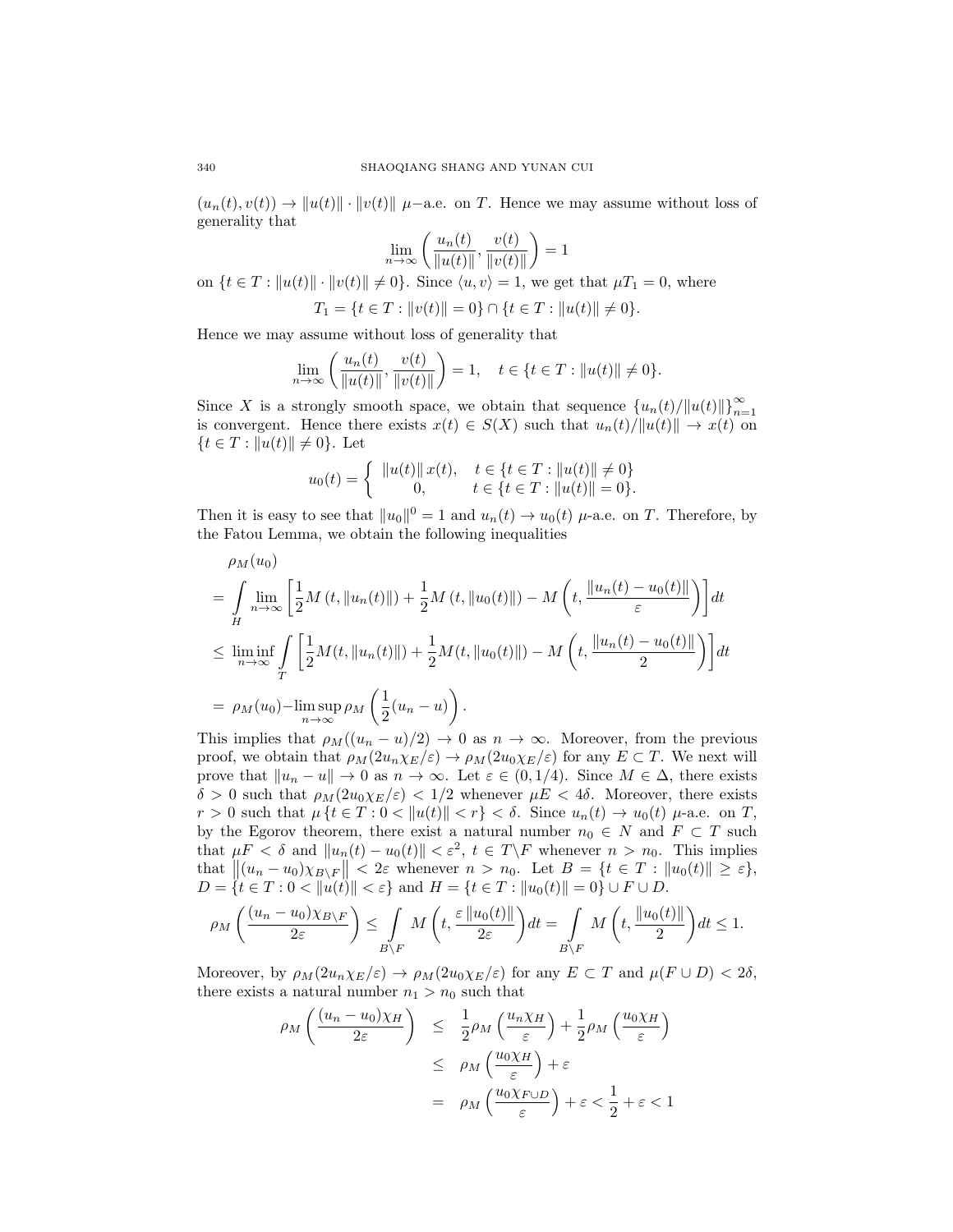$(u_n(t), v(t)) \to \|u(t)\| \cdot \|v(t)\|$ $\mu$–a.e. on $T$. Hence we may assume without loss of generality that

$$\lim_{n\to\infty} \left( \frac{u_n(t)}{\|u(t)\|}, \frac{v(t)}{\|v(t)\|} \right) = 1$$

on $\{t \in T : \|u(t)\| \cdot \|v(t)\| \neq 0\}$. Since $\langle u, v\rangle = 1$, we get that $\mu T_1 = 0$, where

$$T_1 = \{t \in T : \|v(t)\| = 0\} \cap \{t \in T : \|u(t)\| \neq 0\}.$$

Hence we may assume without loss of generality that

$$\lim_{n\to\infty} \left( \frac{u_n(t)}{\|u(t)\|}, \frac{v(t)}{\|v(t)\|} \right) = 1, \quad t \in \{t \in T : \|u(t)\| \neq 0\}.$$

Since $X$ is a strongly smooth space, we obtain that sequence $\{u_n(t)/\|u(t)\|\}_{n=1}^{\infty}$ is convergent. Hence there exists $x(t) \in S(X)$ such that $u_n(t)/\|u(t)\| \to x(t)$ on $\{t \in T : \|u(t)\| \neq 0\}$. Let

$$u_0(t) = \begin{cases} \|u(t)\|\, x(t), & t \in \{t \in T : \|u(t)\| \neq 0\} \\ 0, & t \in \{t \in T : \|u(t)\| = 0\}. \end{cases}$$

Then it is easy to see that $\|u_0\|^0 = 1$ and $u_n(t) \to u_0(t)$ $\mu$-a.e. on $T$. Therefore, by the Fatou Lemma, we obtain the following inequalities

$$\begin{aligned}
&\rho_M(u_0) \\
&= \int_H \lim_{n\to\infty} \left[ \frac{1}{2} M\left(t, \|u_n(t)\|\right) + \frac{1}{2} M\left(t, \|u_0(t)\|\right) - M\left(t, \frac{\|u_n(t) - u_0(t)\|}{\varepsilon}\right) \right] dt \\
&\leq \liminf_{n\to\infty} \int_T \left[ \frac{1}{2} M(t, \|u_n(t)\|) + \frac{1}{2} M(t, \|u_0(t)\|) - M\left(t, \frac{\|u_n(t) - u_0(t)\|}{2}\right) \right] dt \\
&= \rho_M(u_0) - \limsup_{n\to\infty} \rho_M\left(\frac{1}{2}(u_n - u)\right).
\end{aligned}$$

This implies that $\rho_M((u_n - u)/2) \to 0$ as $n \to \infty$. Moreover, from the previous proof, we obtain that $\rho_M(2u_n\chi_E/\varepsilon) \to \rho_M(2u_0\chi_E/\varepsilon)$ for any $E \subset T$. We next will prove that $\|u_n - u\| \to 0$ as $n \to \infty$. Let $\varepsilon \in (0, 1/4)$. Since $M \in \Delta$, there exists $\delta > 0$ such that $\rho_M(2u_0\chi_E/\varepsilon) < 1/2$ whenever $\mu E < 4\delta$. Moreover, there exists $r > 0$ such that $\mu\{t \in T : 0 < \|u(t)\| < r\} < \delta$. Since $u_n(t) \to u_0(t)$ $\mu$-a.e. on $T$, by the Egorov theorem, there exist a natural number $n_0 \in N$ and $F \subset T$ such that $\mu F < \delta$ and $\|u_n(t) - u_0(t)\| < \varepsilon^2$, $t \in T \backslash F$ whenever $n > n_0$. This implies that $\left\|(u_n - u_0)\chi_{B\backslash F}\right\| < 2\varepsilon$ whenever $n > n_0$. Let $B = \{t \in T : \|u_0(t)\| \geq \varepsilon\}$, $D = \{t \in T : 0 < \|u(t)\| < \varepsilon\}$ and $H = \{t \in T : \|u_0(t)\| = 0\} \cup F \cup D$.

$$\rho_M\left(\frac{(u_n - u_0)\chi_{B\backslash F}}{2\varepsilon}\right) \leq \int_{B\backslash F} M\left(t, \frac{\varepsilon\|u_0(t)\|}{2\varepsilon}\right) dt = \int_{B\backslash F} M\left(t, \frac{\|u_0(t)\|}{2}\right) dt \leq 1.$$

Moreover, by $\rho_M(2u_n\chi_E/\varepsilon) \to \rho_M(2u_0\chi_E/\varepsilon)$ for any $E \subset T$ and $\mu(F \cup D) < 2\delta$, there exists a natural number $n_1 > n_0$ such that

$$\begin{aligned}
\rho_M\left(\frac{(u_n - u_0)\chi_H}{2\varepsilon}\right) &\leq \frac{1}{2}\rho_M\left(\frac{u_n\chi_H}{\varepsilon}\right) + \frac{1}{2}\rho_M\left(\frac{u_0\chi_H}{\varepsilon}\right) \\
&\leq \rho_M\left(\frac{u_0\chi_H}{\varepsilon}\right) + \varepsilon \\
&= \rho_M\left(\frac{u_0\chi_{F\cup D}}{\varepsilon}\right) + \varepsilon < \frac{1}{2} + \varepsilon < 1
\end{aligned}$$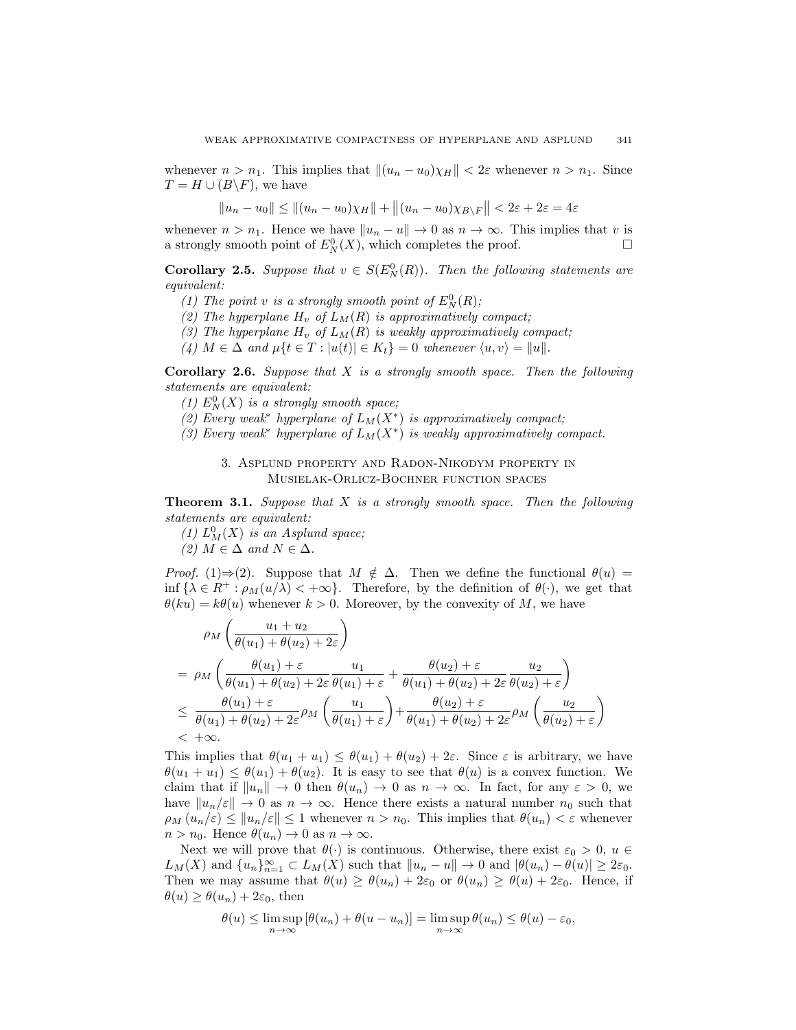whenever $n > n_1$. This implies that $\|(u_n - u_0)\chi_H\| < 2\varepsilon$ whenever $n > n_1$. Since $T = H \cup (B \backslash F)$, we have

$$\|u_n - u_0\| \leq \|(u_n - u_0)\chi_H\| + \left\|(u_n - u_0)\chi_{B\backslash F}\right\| < 2\varepsilon + 2\varepsilon = 4\varepsilon$$

whenever $n > n_1$. Hence we have $\|u_n - u\| \to 0$ as $n \to \infty$. This implies that $v$ is a strongly smooth point of $E_N^0(X)$, which completes the proof. $\square$

**Corollary 2.5.** *Suppose that $v \in S(E_N^0(R))$. Then the following statements are equivalent:*

*(1) The point $v$ is a strongly smooth point of $E_N^0(R)$;*

*(2) The hyperplane $H_v$ of $L_M(R)$ is approximatively compact;*

*(3) The hyperplane $H_v$ of $L_M(R)$ is weakly approximatively compact;*

*(4) $M \in \Delta$ and $\mu\{t \in T : |u(t)| \in K_t\} = 0$ whenever $\langle u, v\rangle = \|u\|$.*

**Corollary 2.6.** *Suppose that $X$ is a strongly smooth space. Then the following statements are equivalent:*

*(1) $E_N^0(X)$ is a strongly smooth space;*

*(2) Every weak\* hyperplane of $L_M(X^*)$ is approximatively compact;*

*(3) Every weak\* hyperplane of $L_M(X^*)$ is weakly approximatively compact.*

## 3. Asplund property and Radon-Nikodym property in Musielak-Orlicz-Bochner function spaces

**Theorem 3.1.** *Suppose that $X$ is a strongly smooth space. Then the following statements are equivalent:*

*(1) $L_M^0(X)$ is an Asplund space;*

*(2) $M \in \Delta$ and $N \in \Delta$.*

*Proof.* (1)$\Rightarrow$(2). Suppose that $M \notin \Delta$. Then we define the functional $\theta(u) = \inf\{\lambda \in R^+ : \rho_M(u/\lambda) < +\infty\}$. Therefore, by the definition of $\theta(\cdot)$, we get that $\theta(ku) = k\theta(u)$ whenever $k > 0$. Moreover, by the convexity of $M$, we have

$$\begin{aligned}
&\rho_M\left(\frac{u_1 + u_2}{\theta(u_1) + \theta(u_2) + 2\varepsilon}\right)\\
=\ &\rho_M\left(\frac{\theta(u_1) + \varepsilon}{\theta(u_1) + \theta(u_2) + 2\varepsilon}\frac{u_1}{\theta(u_1) + \varepsilon} + \frac{\theta(u_2) + \varepsilon}{\theta(u_1) + \theta(u_2) + 2\varepsilon}\frac{u_2}{\theta(u_2) + \varepsilon}\right)\\
\leq\ &\frac{\theta(u_1) + \varepsilon}{\theta(u_1) + \theta(u_2) + 2\varepsilon}\rho_M\left(\frac{u_1}{\theta(u_1) + \varepsilon}\right) + \frac{\theta(u_2) + \varepsilon}{\theta(u_1) + \theta(u_2) + 2\varepsilon}\rho_M\left(\frac{u_2}{\theta(u_2) + \varepsilon}\right)\\
<\ &+\infty.
\end{aligned}$$

This implies that $\theta(u_1 + u_1) \leq \theta(u_1) + \theta(u_2) + 2\varepsilon$. Since $\varepsilon$ is arbitrary, we have $\theta(u_1 + u_1) \leq \theta(u_1) + \theta(u_2)$. It is easy to see that $\theta(u)$ is a convex function. We claim that if $\|u_n\| \to 0$ then $\theta(u_n) \to 0$ as $n \to \infty$. In fact, for any $\varepsilon > 0$, we have $\|u_n/\varepsilon\| \to 0$ as $n \to \infty$. Hence there exists a natural number $n_0$ such that $\rho_M(u_n/\varepsilon) \leq \|u_n/\varepsilon\| \leq 1$ whenever $n > n_0$. This implies that $\theta(u_n) < \varepsilon$ whenever $n > n_0$. Hence $\theta(u_n) \to 0$ as $n \to \infty$.

Next we will prove that $\theta(\cdot)$ is continuous. Otherwise, there exist $\varepsilon_0 > 0$, $u \in L_M(X)$ and $\{u_n\}_{n=1}^{\infty} \subset L_M(X)$ such that $\|u_n - u\| \to 0$ and $|\theta(u_n) - \theta(u)| \geq 2\varepsilon_0$. Then we may assume that $\theta(u) \geq \theta(u_n) + 2\varepsilon_0$ or $\theta(u_n) \geq \theta(u) + 2\varepsilon_0$. Hence, if $\theta(u) \geq \theta(u_n) + 2\varepsilon_0$, then

$$\theta(u) \leq \limsup_{n\to\infty}[\theta(u_n) + \theta(u - u_n)] = \limsup_{n\to\infty}\theta(u_n) \leq \theta(u) - \varepsilon_0,$$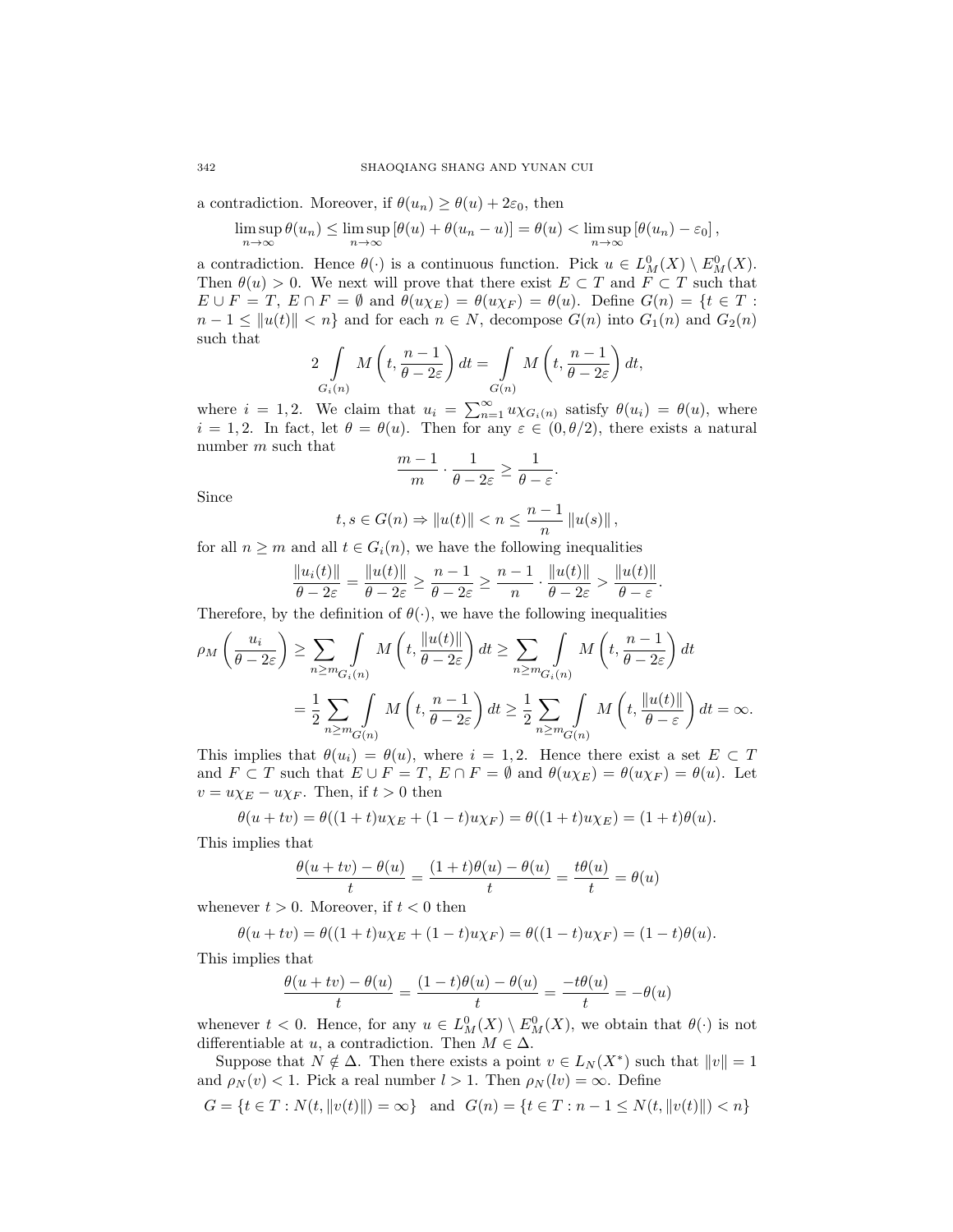a contradiction. Moreover, if $\theta(u_n) \geq \theta(u) + 2\varepsilon_0$, then

$$\limsup_{n\to\infty} \theta(u_n) \leq \limsup_{n\to\infty} [\theta(u) + \theta(u_n - u)] = \theta(u) < \limsup_{n\to\infty} [\theta(u_n) - \varepsilon_0],$$

a contradiction. Hence $\theta(\cdot)$ is a continuous function. Pick $u \in L_M^0(X) \setminus E_M^0(X)$. Then $\theta(u) > 0$. We next will prove that there exist $E \subset T$ and $F \subset T$ such that $E \cup F = T$, $E \cap F = \emptyset$ and $\theta(u\chi_E) = \theta(u\chi_F) = \theta(u)$. Define $G(n) = \{t \in T : n - 1 \leq \|u(t)\| < n\}$ and for each $n \in N$, decompose $G(n)$ into $G_1(n)$ and $G_2(n)$ such that

$$2 \int_{G_i(n)} M\left(t, \frac{n-1}{\theta - 2\varepsilon}\right) dt = \int_{G(n)} M\left(t, \frac{n-1}{\theta - 2\varepsilon}\right) dt,$$

where $i = 1, 2$. We claim that $u_i = \sum_{n=1}^{\infty} u\chi_{G_i(n)}$ satisfy $\theta(u_i) = \theta(u)$, where $i = 1, 2$. In fact, let $\theta = \theta(u)$. Then for any $\varepsilon \in (0, \theta/2)$, there exists a natural number $m$ such that

$$\frac{m-1}{m} \cdot \frac{1}{\theta - 2\varepsilon} \geq \frac{1}{\theta - \varepsilon}.$$

Since

$$t, s \in G(n) \Rightarrow \|u(t)\| < n \leq \frac{n-1}{n} \|u(s)\|,$$

for all $n \geq m$ and all $t \in G_i(n)$, we have the following inequalities

$$\frac{\|u_i(t)\|}{\theta - 2\varepsilon} = \frac{\|u(t)\|}{\theta - 2\varepsilon} \geq \frac{n-1}{\theta - 2\varepsilon} \geq \frac{n-1}{n} \cdot \frac{\|u(t)\|}{\theta - 2\varepsilon} > \frac{\|u(t)\|}{\theta - \varepsilon}.$$

Therefore, by the definition of $\theta(\cdot)$, we have the following inequalities

$$\begin{aligned}
\rho_M\left(\frac{u_i}{\theta - 2\varepsilon}\right) &\geq \sum_{n \geq m} \int_{G_i(n)} M\left(t, \frac{\|u(t)\|}{\theta - 2\varepsilon}\right) dt \geq \sum_{n \geq m} \int_{G_i(n)} M\left(t, \frac{n-1}{\theta - 2\varepsilon}\right) dt \\
&= \frac{1}{2} \sum_{n \geq m} \int_{G(n)} M\left(t, \frac{n-1}{\theta - 2\varepsilon}\right) dt \geq \frac{1}{2} \sum_{n \geq m} \int_{G(n)} M\left(t, \frac{\|u(t)\|}{\theta - \varepsilon}\right) dt = \infty.
\end{aligned}$$

This implies that $\theta(u_i) = \theta(u)$, where $i = 1, 2$. Hence there exist a set $E \subset T$ and $F \subset T$ such that $E \cup F = T$, $E \cap F = \emptyset$ and $\theta(u\chi_E) = \theta(u\chi_F) = \theta(u)$. Let $v = u\chi_E - u\chi_F$. Then, if $t > 0$ then

$$\theta(u + tv) = \theta((1 + t)u\chi_E + (1 - t)u\chi_F) = \theta((1 + t)u\chi_E) = (1 + t)\theta(u).$$

This implies that

$$\frac{\theta(u + tv) - \theta(u)}{t} = \frac{(1 + t)\theta(u) - \theta(u)}{t} = \frac{t\theta(u)}{t} = \theta(u)$$

whenever $t > 0$. Moreover, if $t < 0$ then

$$\theta(u + tv) = \theta((1 + t)u\chi_E + (1 - t)u\chi_F) = \theta((1 - t)u\chi_F) = (1 - t)\theta(u).$$

This implies that

$$\frac{\theta(u + tv) - \theta(u)}{t} = \frac{(1 - t)\theta(u) - \theta(u)}{t} = \frac{-t\theta(u)}{t} = -\theta(u)$$

whenever $t < 0$. Hence, for any $u \in L_M^0(X) \setminus E_M^0(X)$, we obtain that $\theta(\cdot)$ is not differentiable at $u$, a contradiction. Then $M \in \Delta$.

Suppose that $N \notin \Delta$. Then there exists a point $v \in L_N(X^*)$ such that $\|v\| = 1$ and $\rho_N(v) < 1$. Pick a real number $l > 1$. Then $\rho_N(lv) = \infty$. Define

$$G = \{t \in T : N(t, \|v(t)\|) = \infty\} \quad \text{and} \quad G(n) = \{t \in T : n - 1 \leq N(t, \|v(t)\|) < n\}$$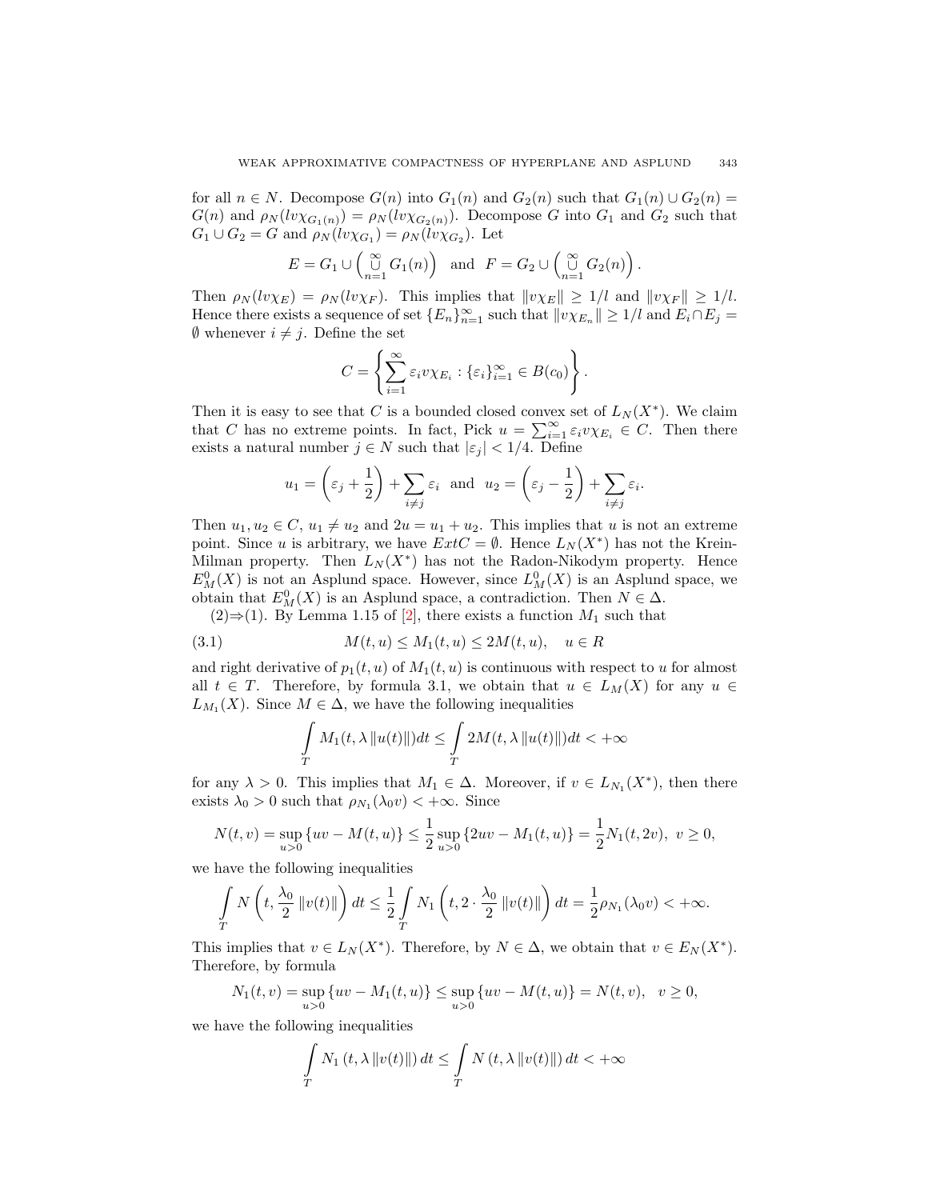for all $n \in N$. Decompose $G(n)$ into $G_1(n)$ and $G_2(n)$ such that $G_1(n) \cup G_2(n) = G(n)$ and $\rho_N(lv\chi_{G_1(n)}) = \rho_N(lv\chi_{G_2(n)})$. Decompose $G$ into $G_1$ and $G_2$ such that $G_1 \cup G_2 = G$ and $\rho_N(lv\chi_{G_1}) = \rho_N(lv\chi_{G_2})$. Let

$$E = G_1 \cup \left( \bigcup_{n=1}^{\infty} G_1(n) \right) \quad \text{and} \quad F = G_2 \cup \left( \bigcup_{n=1}^{\infty} G_2(n) \right).$$

Then $\rho_N(lv\chi_E) = \rho_N(lv\chi_F)$. This implies that $\|v\chi_E\| \geq 1/l$ and $\|v\chi_F\| \geq 1/l$. Hence there exists a sequence of set $\{E_n\}_{n=1}^{\infty}$ such that $\|v\chi_{E_n}\| \geq 1/l$ and $E_i \cap E_j = \emptyset$ whenever $i \neq j$. Define the set

$$C = \left\{ \sum_{i=1}^{\infty} \varepsilon_i v\chi_{E_i} : \{\varepsilon_i\}_{i=1}^{\infty} \in B(c_0) \right\}.$$

Then it is easy to see that $C$ is a bounded closed convex set of $L_N(X^*)$. We claim that $C$ has no extreme points. In fact, Pick $u = \sum_{i=1}^{\infty} \varepsilon_i v\chi_{E_i} \in C$. Then there exists a natural number $j \in N$ such that $|\varepsilon_j| < 1/4$. Define

$$u_1 = \left( \varepsilon_j + \frac{1}{2} \right) + \sum_{i \neq j} \varepsilon_i \quad \text{and} \quad u_2 = \left( \varepsilon_j - \frac{1}{2} \right) + \sum_{i \neq j} \varepsilon_i.$$

Then $u_1, u_2 \in C$, $u_1 \neq u_2$ and $2u = u_1 + u_2$. This implies that $u$ is not an extreme point. Since $u$ is arbitrary, we have $ExtC = \emptyset$. Hence $L_N(X^*)$ has not the Krein-Milman property. Then $L_N(X^*)$ has not the Radon-Nikodym property. Hence $E_M^0(X)$ is not an Asplund space. However, since $L_M^0(X)$ is an Asplund space, we obtain that $E_M^0(X)$ is an Asplund space, a contradiction. Then $N \in \Delta$.

(2)$\Rightarrow$(1). By Lemma 1.15 of [2], there exists a function $M_1$ such that

$$M(t,u) \leq M_1(t,u) \leq 2M(t,u), \quad u \in R \tag{3.1}$$

and right derivative of $p_1(t,u)$ of $M_1(t,u)$ is continuous with respect to $u$ for almost all $t \in T$. Therefore, by formula 3.1, we obtain that $u \in L_M(X)$ for any $u \in L_{M_1}(X)$. Since $M \in \Delta$, we have the following inequalities

$$\int_T M_1(t, \lambda \|u(t)\|) dt \leq \int_T 2M(t, \lambda \|u(t)\|) dt < +\infty$$

for any $\lambda > 0$. This implies that $M_1 \in \Delta$. Moreover, if $v \in L_{N_1}(X^*)$, then there exists $\lambda_0 > 0$ such that $\rho_{N_1}(\lambda_0 v) < +\infty$. Since

$$N(t,v) = \sup_{u>0} \{uv - M(t,u)\} \leq \frac{1}{2} \sup_{u>0} \{2uv - M_1(t,u)\} = \frac{1}{2} N_1(t, 2v), \ v \geq 0,$$

we have the following inequalities

$$\int_T N\left(t, \frac{\lambda_0}{2} \|v(t)\|\right) dt \leq \frac{1}{2} \int_T N_1\left(t, 2 \cdot \frac{\lambda_0}{2} \|v(t)\|\right) dt = \frac{1}{2} \rho_{N_1}(\lambda_0 v) < +\infty.$$

This implies that $v \in L_N(X^*)$. Therefore, by $N \in \Delta$, we obtain that $v \in E_N(X^*)$. Therefore, by formula

$$N_1(t,v) = \sup_{u>0} \{uv - M_1(t,u)\} \leq \sup_{u>0} \{uv - M(t,u)\} = N(t,v), \quad v \geq 0,$$

we have the following inequalities

$$\int_T N_1(t, \lambda \|v(t)\|) dt \leq \int_T N(t, \lambda \|v(t)\|) dt < +\infty$$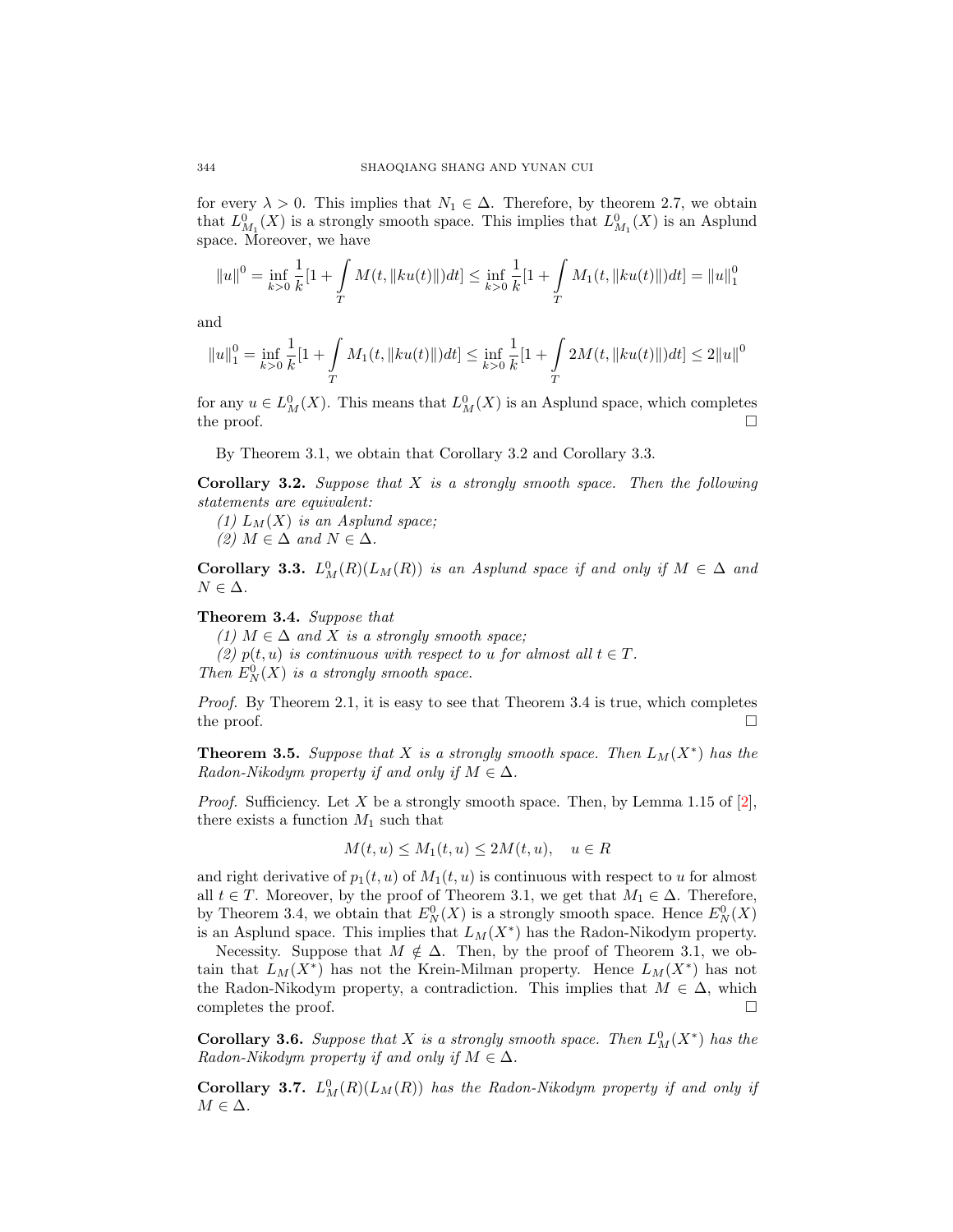for every $\lambda > 0$. This implies that $N_1 \in \Delta$. Therefore, by theorem 2.7, we obtain that $L^0_{M_1}(X)$ is a strongly smooth space. This implies that $L^0_{M_1}(X)$ is an Asplund space. Moreover, we have

$$\|u\|^0 = \inf_{k>0} \frac{1}{k}[1 + \int_T M(t, \|ku(t)\|)dt] \leq \inf_{k>0} \frac{1}{k}[1 + \int_T M_1(t, \|ku(t)\|)dt] = \|u\|^0_1$$

and

$$\|u\|^0_1 = \inf_{k>0} \frac{1}{k}[1 + \int_T M_1(t, \|ku(t)\|)dt] \leq \inf_{k>0} \frac{1}{k}[1 + \int_T 2M(t, \|ku(t)\|)dt] \leq 2\|u\|^0$$

for any $u \in L^0_M(X)$. This means that $L^0_M(X)$ is an Asplund space, which completes the proof. □

By Theorem 3.1, we obtain that Corollary 3.2 and Corollary 3.3.

**Corollary 3.2.** *Suppose that $X$ is a strongly smooth space. Then the following statements are equivalent:*

*(1) $L_M(X)$ is an Asplund space;*

*(2) $M \in \Delta$ and $N \in \Delta$.*

**Corollary 3.3.** *$L^0_M(R)(L_M(R))$ is an Asplund space if and only if $M \in \Delta$ and $N \in \Delta$.*

**Theorem 3.4.** *Suppose that*

*(1) $M \in \Delta$ and $X$ is a strongly smooth space;*

*(2) $p(t, u)$ is continuous with respect to $u$ for almost all $t \in T$.*

*Then $E^0_N(X)$ is a strongly smooth space.*

*Proof.* By Theorem 2.1, it is easy to see that Theorem 3.4 is true, which completes the proof. □

**Theorem 3.5.** *Suppose that $X$ is a strongly smooth space. Then $L_M(X^*)$ has the Radon-Nikodym property if and only if $M \in \Delta$.*

*Proof.* Sufficiency. Let $X$ be a strongly smooth space. Then, by Lemma 1.15 of [2], there exists a function $M_1$ such that

$$M(t, u) \leq M_1(t, u) \leq 2M(t, u), \quad u \in R$$

and right derivative of $p_1(t, u)$ of $M_1(t, u)$ is continuous with respect to $u$ for almost all $t \in T$. Moreover, by the proof of Theorem 3.1, we get that $M_1 \in \Delta$. Therefore, by Theorem 3.4, we obtain that $E^0_N(X)$ is a strongly smooth space. Hence $E^0_N(X)$ is an Asplund space. This implies that $L_M(X^*)$ has the Radon-Nikodym property.

Necessity. Suppose that $M \notin \Delta$. Then, by the proof of Theorem 3.1, we obtain that $L_M(X^*)$ has not the Krein-Milman property. Hence $L_M(X^*)$ has not the Radon-Nikodym property, a contradiction. This implies that $M \in \Delta$, which completes the proof. □

**Corollary 3.6.** *Suppose that $X$ is a strongly smooth space. Then $L^0_M(X^*)$ has the Radon-Nikodym property if and only if $M \in \Delta$.*

**Corollary 3.7.** *$L^0_M(R)(L_M(R))$ has the Radon-Nikodym property if and only if $M \in \Delta$.*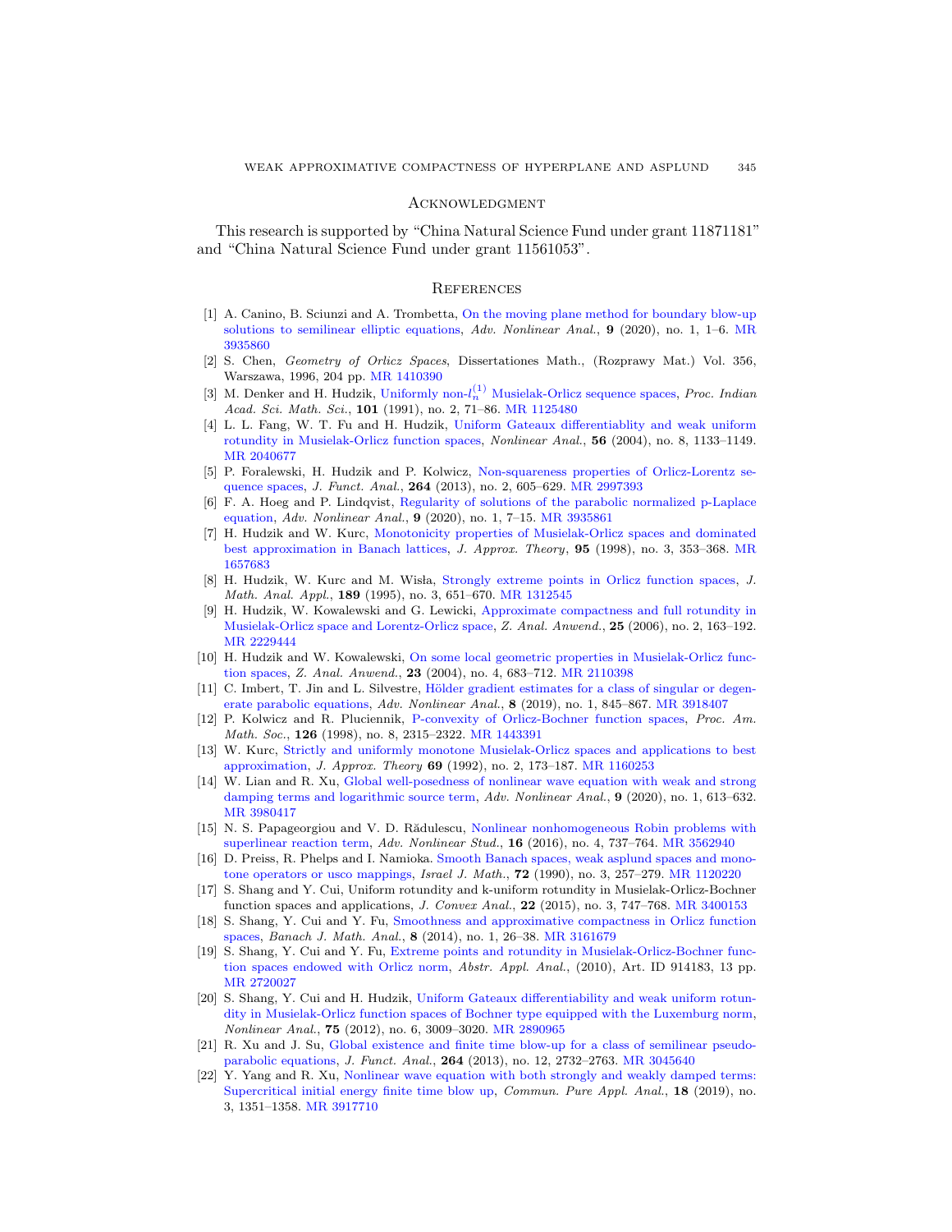## Acknowledgment

This research is supported by "China Natural Science Fund under grant 11871181" and "China Natural Science Fund under grant 11561053".

## References

[1] A. Canino, B. Sciunzi and A. Trombetta, On the moving plane method for boundary blow-up solutions to semilinear elliptic equations, *Adv. Nonlinear Anal.*, **9** (2020), no. 1, 1–6. MR 3935860

[2] S. Chen, *Geometry of Orlicz Spaces*, Dissertationes Math., (Rozprawy Mat.) Vol. 356, Warszawa, 1996, 204 pp. MR 1410390

[3] M. Denker and H. Hudzik, Uniformly non-$l_n^{(1)}$ Musielak-Orlicz sequence spaces, *Proc. Indian Acad. Sci. Math. Sci.*, **101** (1991), no. 2, 71–86. MR 1125480

[4] L. L. Fang, W. T. Fu and H. Hudzik, Uniform Gateaux differentiablity and weak uniform rotundity in Musielak-Orlicz function spaces, *Nonlinear Anal.*, **56** (2004), no. 8, 1133–1149. MR 2040677

[5] P. Foralewski, H. Hudzik and P. Kolwicz, Non-squareness properties of Orlicz-Lorentz sequence spaces, *J. Funct. Anal.*, **264** (2013), no. 2, 605–629. MR 2997393

[6] F. A. Hoeg and P. Lindqvist, Regularity of solutions of the parabolic normalized p-Laplace equation, *Adv. Nonlinear Anal.*, **9** (2020), no. 1, 7–15. MR 3935861

[7] H. Hudzik and W. Kurc, Monotonicity properties of Musielak-Orlicz spaces and dominated best approximation in Banach lattices, *J. Approx. Theory*, **95** (1998), no. 3, 353–368. MR 1657683

[8] H. Hudzik, W. Kurc and M. Wisła, Strongly extreme points in Orlicz function spaces, *J. Math. Anal. Appl.*, **189** (1995), no. 3, 651–670. MR 1312545

[9] H. Hudzik, W. Kowalewski and G. Lewicki, Approximate compactness and full rotundity in Musielak-Orlicz space and Lorentz-Orlicz space, *Z. Anal. Anwend.*, **25** (2006), no. 2, 163–192. MR 2229444

[10] H. Hudzik and W. Kowalewski, On some local geometric properties in Musielak-Orlicz function spaces, *Z. Anal. Anwend.*, **23** (2004), no. 4, 683–712. MR 2110398

[11] C. Imbert, T. Jin and L. Silvestre, Hölder gradient estimates for a class of singular or degenerate parabolic equations, *Adv. Nonlinear Anal.*, **8** (2019), no. 1, 845–867. MR 3918407

[12] P. Kolwicz and R. Pluciennik, P-convexity of Orlicz-Bochner function spaces, *Proc. Am. Math. Soc.*, **126** (1998), no. 8, 2315–2322. MR 1443391

[13] W. Kurc, Strictly and uniformly monotone Musielak-Orlicz spaces and applications to best approximation, *J. Approx. Theory* **69** (1992), no. 2, 173–187. MR 1160253

[14] W. Lian and R. Xu, Global well-posedness of nonlinear wave equation with weak and strong damping terms and logarithmic source term, *Adv. Nonlinear Anal.*, **9** (2020), no. 1, 613–632. MR 3980417

[15] N. S. Papageorgiou and V. D. Rădulescu, Nonlinear nonhomogeneous Robin problems with superlinear reaction term, *Adv. Nonlinear Stud.*, **16** (2016), no. 4, 737–764. MR 3562940

[16] D. Preiss, R. Phelps and I. Namioka. Smooth Banach spaces, weak asplund spaces and monotone operators or usco mappings, *Israel J. Math.*, **72** (1990), no. 3, 257–279. MR 1120220

[17] S. Shang and Y. Cui, Uniform rotundity and k-uniform rotundity in Musielak-Orlicz-Bochner function spaces and applications, *J. Convex Anal.*, **22** (2015), no. 3, 747–768. MR 3400153

[18] S. Shang, Y. Cui and Y. Fu, Smoothness and approximative compactness in Orlicz function spaces, *Banach J. Math. Anal.*, **8** (2014), no. 1, 26–38. MR 3161679

[19] S. Shang, Y. Cui and Y. Fu, Extreme points and rotundity in Musielak-Orlicz-Bochner function spaces endowed with Orlicz norm, *Abstr. Appl. Anal.*, (2010), Art. ID 914183, 13 pp. MR 2720027

[20] S. Shang, Y. Cui and H. Hudzik, Uniform Gateaux differentiability and weak uniform rotundity in Musielak-Orlicz function spaces of Bochner type equipped with the Luxemburg norm, *Nonlinear Anal.*, **75** (2012), no. 6, 3009–3020. MR 2890965

[21] R. Xu and J. Su, Global existence and finite time blow-up for a class of semilinear pseudo-parabolic equations, *J. Funct. Anal.*, **264** (2013), no. 12, 2732–2763. MR 3045640

[22] Y. Yang and R. Xu, Nonlinear wave equation with both strongly and weakly damped terms: Supercritical initial energy finite time blow up, *Commun. Pure Appl. Anal.*, **18** (2019), no. 3, 1351–1358. MR 3917710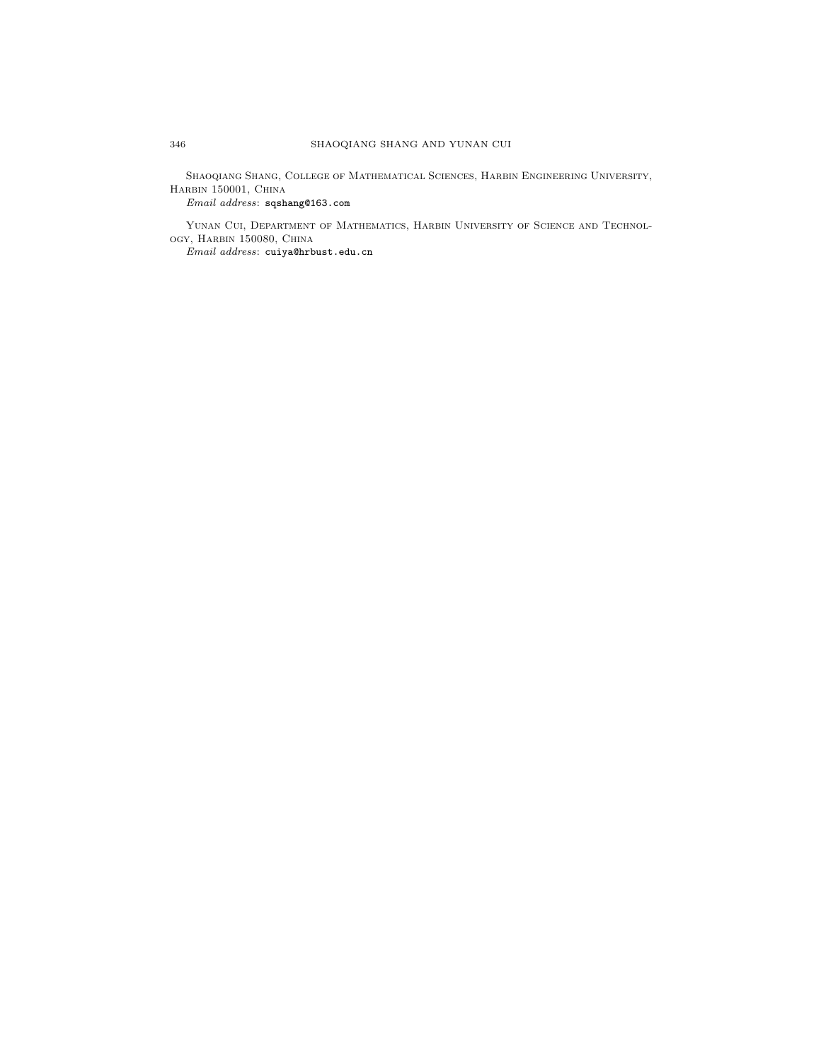Shaoqiang Shang, College of Mathematical Sciences, Harbin Engineering University, Harbin 150001, China

*Email address*: sqshang@163.com

Yunan Cui, Department of Mathematics, Harbin University of Science and Technology, Harbin 150080, China

*Email address*: cuiya@hrbust.edu.cn